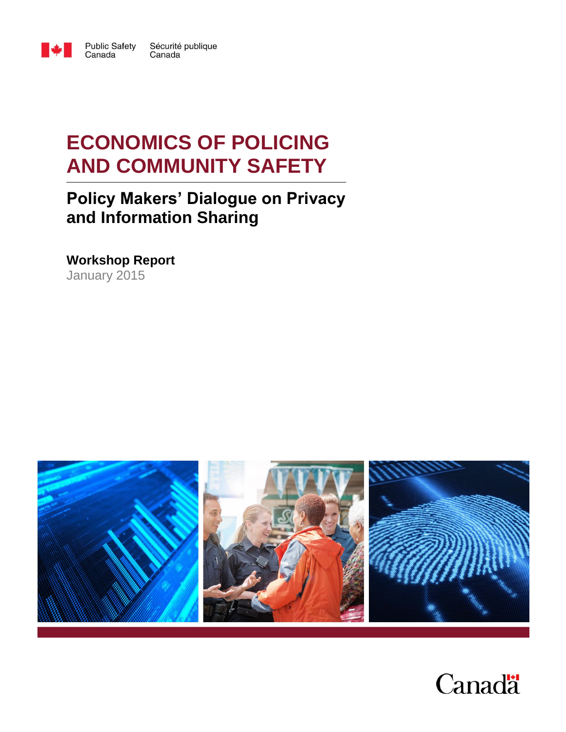Public Safety Canada Sécurité publique Canada

# ECONOMICS OF POLICING AND COMMUNITY SAFETY

## Policy Makers' Dialogue on Privacy and Information Sharing

**Workshop Report**

January 2015

Canada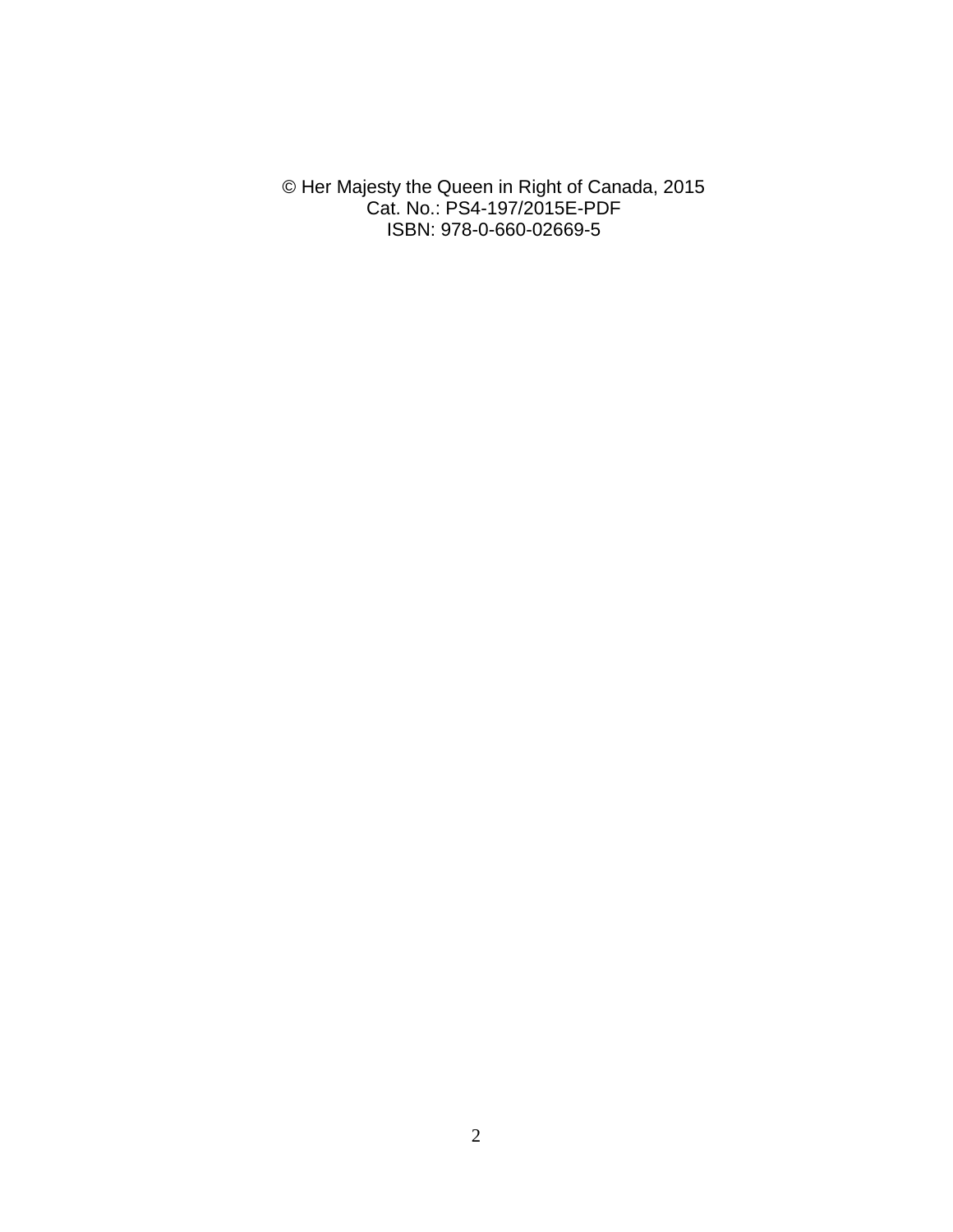© Her Majesty the Queen in Right of Canada, 2015
Cat. No.: PS4-197/2015E-PDF
ISBN: 978-0-660-02669-5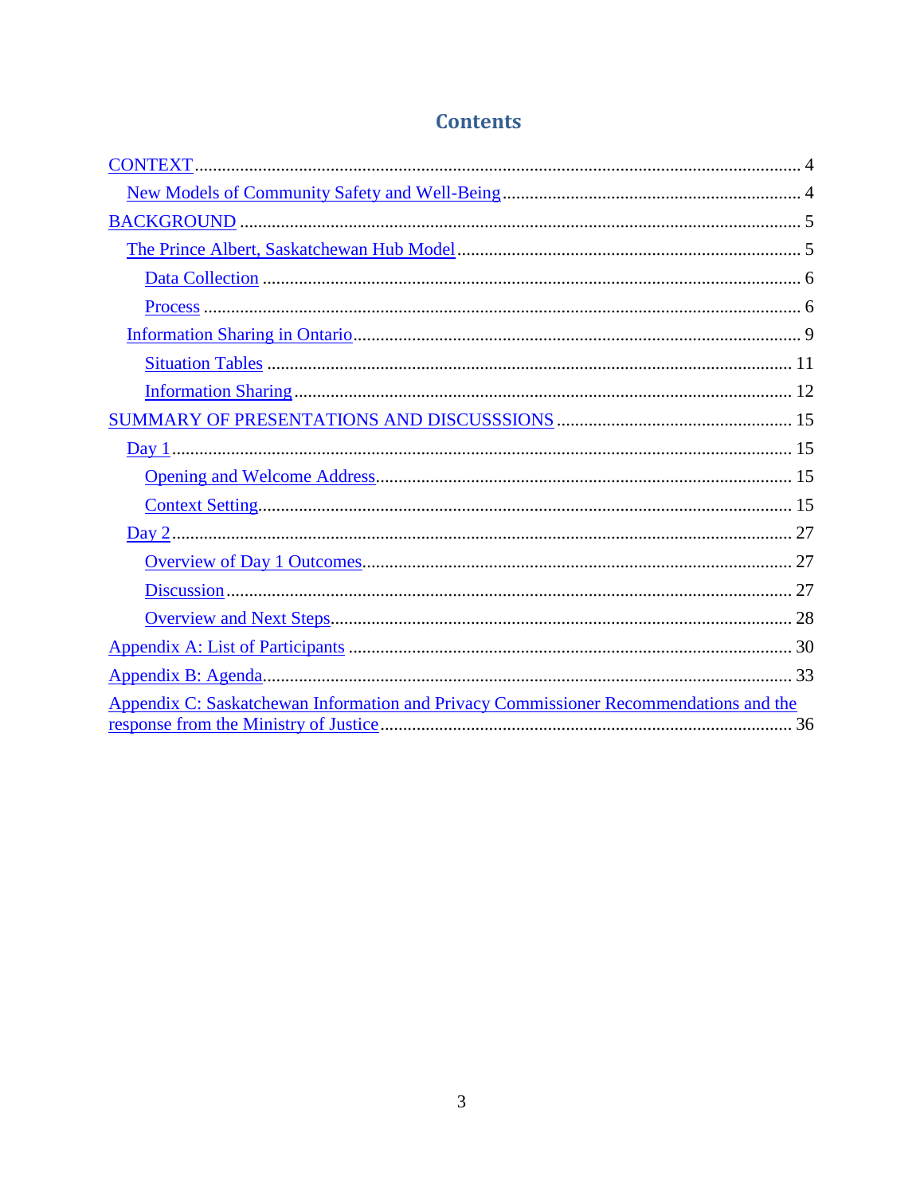# Contents

CONTEXT .... 4
- New Models of Community Safety and Well-Being .... 4

BACKGROUND .... 5
- The Prince Albert, Saskatchewan Hub Model .... 5
  - Data Collection .... 6
  - Process .... 6
- Information Sharing in Ontario .... 9
  - Situation Tables .... 11
  - Information Sharing .... 12

SUMMARY OF PRESENTATIONS AND DISCUSSSIONS .... 15
- Day 1 .... 15
  - Opening and Welcome Address .... 15
  - Context Setting .... 15
- Day 2 .... 27
  - Overview of Day 1 Outcomes .... 27
  - Discussion .... 27
  - Overview and Next Steps .... 28

Appendix A: List of Participants .... 30

Appendix B: Agenda .... 33

Appendix C: Saskatchewan Information and Privacy Commissioner Recommendations and the response from the Ministry of Justice .... 36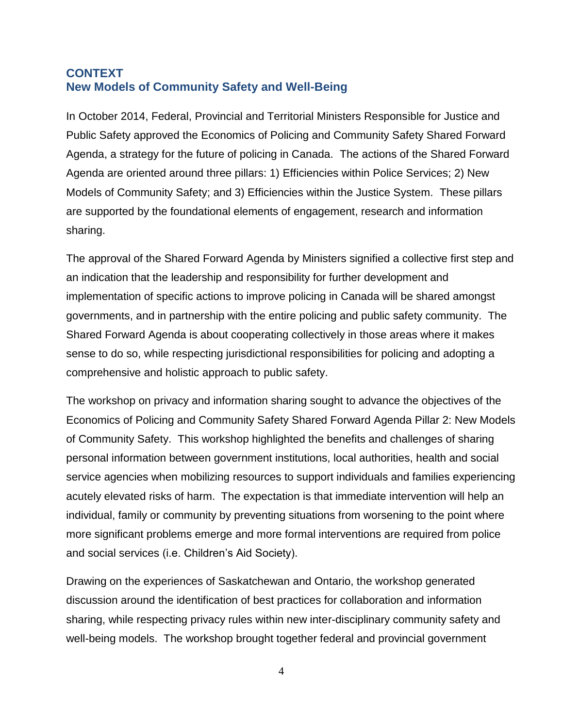## CONTEXT
## New Models of Community Safety and Well-Being

In October 2014, Federal, Provincial and Territorial Ministers Responsible for Justice and Public Safety approved the Economics of Policing and Community Safety Shared Forward Agenda, a strategy for the future of policing in Canada. The actions of the Shared Forward Agenda are oriented around three pillars: 1) Efficiencies within Police Services; 2) New Models of Community Safety; and 3) Efficiencies within the Justice System. These pillars are supported by the foundational elements of engagement, research and information sharing.

The approval of the Shared Forward Agenda by Ministers signified a collective first step and an indication that the leadership and responsibility for further development and implementation of specific actions to improve policing in Canada will be shared amongst governments, and in partnership with the entire policing and public safety community. The Shared Forward Agenda is about cooperating collectively in those areas where it makes sense to do so, while respecting jurisdictional responsibilities for policing and adopting a comprehensive and holistic approach to public safety.

The workshop on privacy and information sharing sought to advance the objectives of the Economics of Policing and Community Safety Shared Forward Agenda Pillar 2: New Models of Community Safety. This workshop highlighted the benefits and challenges of sharing personal information between government institutions, local authorities, health and social service agencies when mobilizing resources to support individuals and families experiencing acutely elevated risks of harm. The expectation is that immediate intervention will help an individual, family or community by preventing situations from worsening to the point where more significant problems emerge and more formal interventions are required from police and social services (i.e. Children's Aid Society).

Drawing on the experiences of Saskatchewan and Ontario, the workshop generated discussion around the identification of best practices for collaboration and information sharing, while respecting privacy rules within new inter-disciplinary community safety and well-being models. The workshop brought together federal and provincial government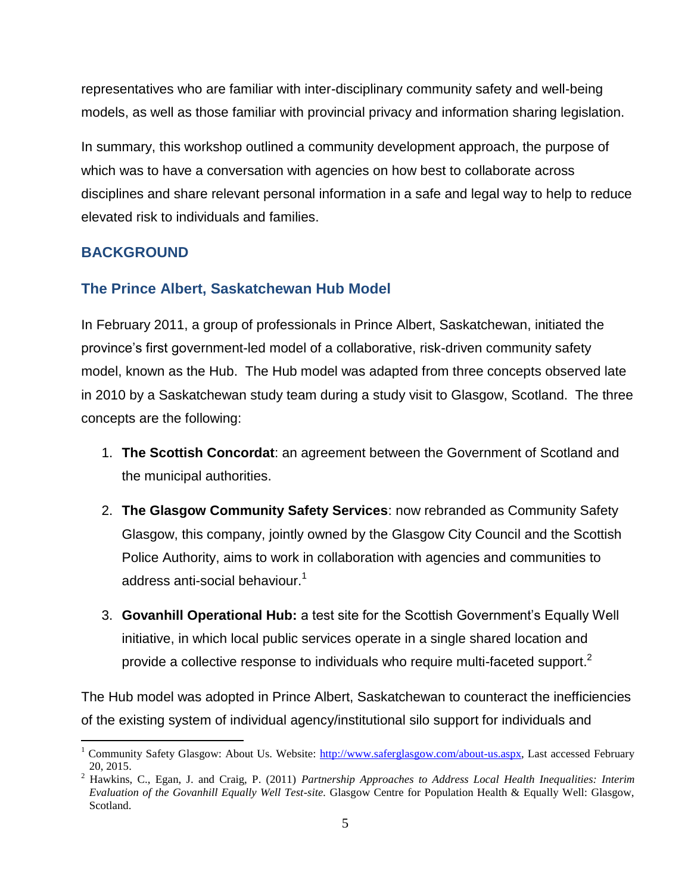representatives who are familiar with inter-disciplinary community safety and well-being models, as well as those familiar with provincial privacy and information sharing legislation.

In summary, this workshop outlined a community development approach, the purpose of which was to have a conversation with agencies on how best to collaborate across disciplines and share relevant personal information in a safe and legal way to help to reduce elevated risk to individuals and families.

## BACKGROUND

### The Prince Albert, Saskatchewan Hub Model

In February 2011, a group of professionals in Prince Albert, Saskatchewan, initiated the province's first government-led model of a collaborative, risk-driven community safety model, known as the Hub. The Hub model was adapted from three concepts observed late in 2010 by a Saskatchewan study team during a study visit to Glasgow, Scotland. The three concepts are the following:

1. **The Scottish Concordat**: an agreement between the Government of Scotland and the municipal authorities.
2. **The Glasgow Community Safety Services**: now rebranded as Community Safety Glasgow, this company, jointly owned by the Glasgow City Council and the Scottish Police Authority, aims to work in collaboration with agencies and communities to address anti-social behaviour.[1]
3. **Govanhill Operational Hub:** a test site for the Scottish Government's Equally Well initiative, in which local public services operate in a single shared location and provide a collective response to individuals who require multi-faceted support.[2]

The Hub model was adopted in Prince Albert, Saskatchewan to counteract the inefficiencies of the existing system of individual agency/institutional silo support for individuals and

---

[1] Community Safety Glasgow: About Us. Website: http://www.saferglasgow.com/about-us.aspx, Last accessed February 20, 2015.

[2] Hawkins, C., Egan, J. and Craig, P. (2011) *Partnership Approaches to Address Local Health Inequalities: Interim Evaluation of the Govanhill Equally Well Test-site.* Glasgow Centre for Population Health & Equally Well: Glasgow, Scotland.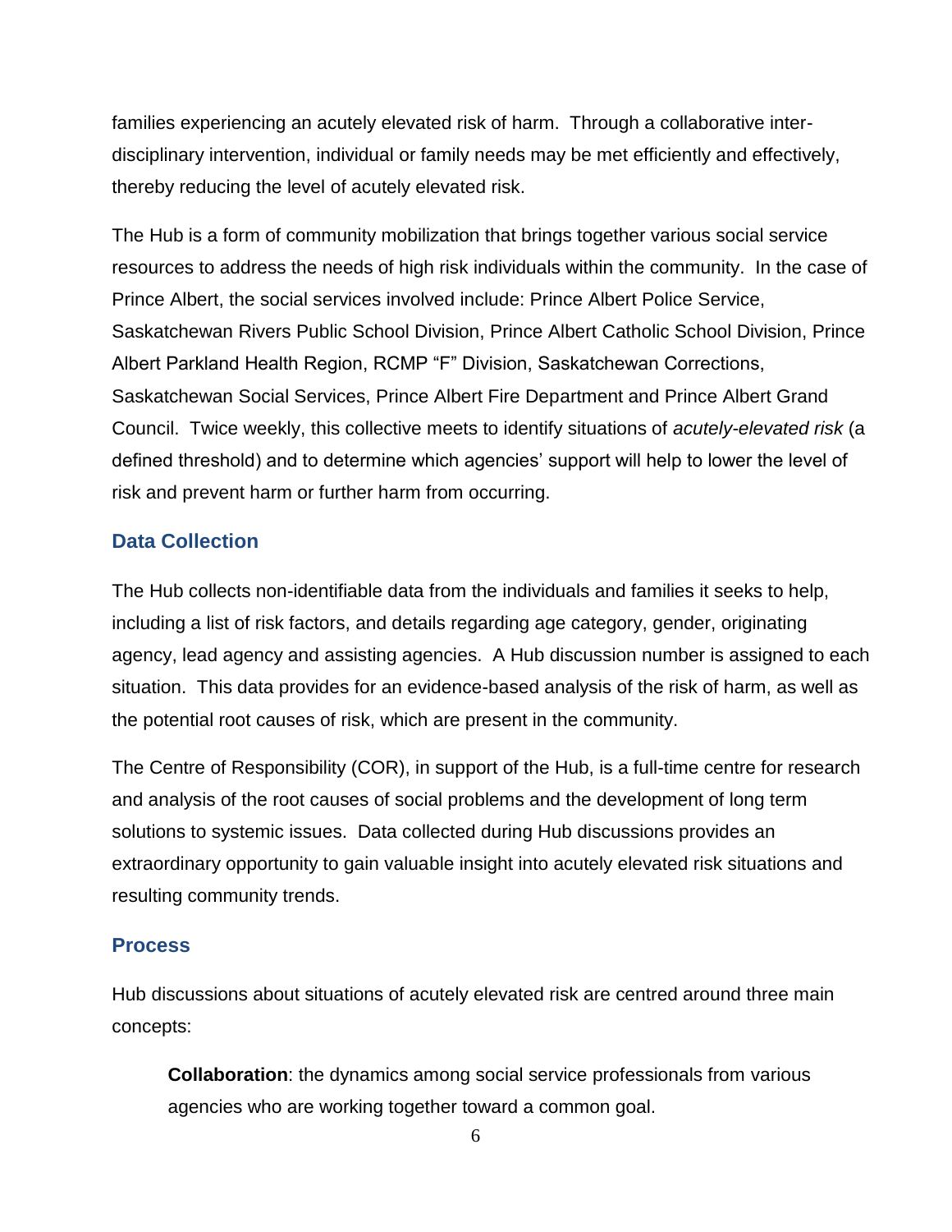families experiencing an acutely elevated risk of harm. Through a collaborative inter-disciplinary intervention, individual or family needs may be met efficiently and effectively, thereby reducing the level of acutely elevated risk.

The Hub is a form of community mobilization that brings together various social service resources to address the needs of high risk individuals within the community. In the case of Prince Albert, the social services involved include: Prince Albert Police Service, Saskatchewan Rivers Public School Division, Prince Albert Catholic School Division, Prince Albert Parkland Health Region, RCMP "F" Division, Saskatchewan Corrections, Saskatchewan Social Services, Prince Albert Fire Department and Prince Albert Grand Council. Twice weekly, this collective meets to identify situations of *acutely-elevated risk* (a defined threshold) and to determine which agencies' support will help to lower the level of risk and prevent harm or further harm from occurring.

## Data Collection

The Hub collects non-identifiable data from the individuals and families it seeks to help, including a list of risk factors, and details regarding age category, gender, originating agency, lead agency and assisting agencies. A Hub discussion number is assigned to each situation. This data provides for an evidence-based analysis of the risk of harm, as well as the potential root causes of risk, which are present in the community.

The Centre of Responsibility (COR), in support of the Hub, is a full-time centre for research and analysis of the root causes of social problems and the development of long term solutions to systemic issues. Data collected during Hub discussions provides an extraordinary opportunity to gain valuable insight into acutely elevated risk situations and resulting community trends.

## Process

Hub discussions about situations of acutely elevated risk are centred around three main concepts:

> **Collaboration**: the dynamics among social service professionals from various agencies who are working together toward a common goal.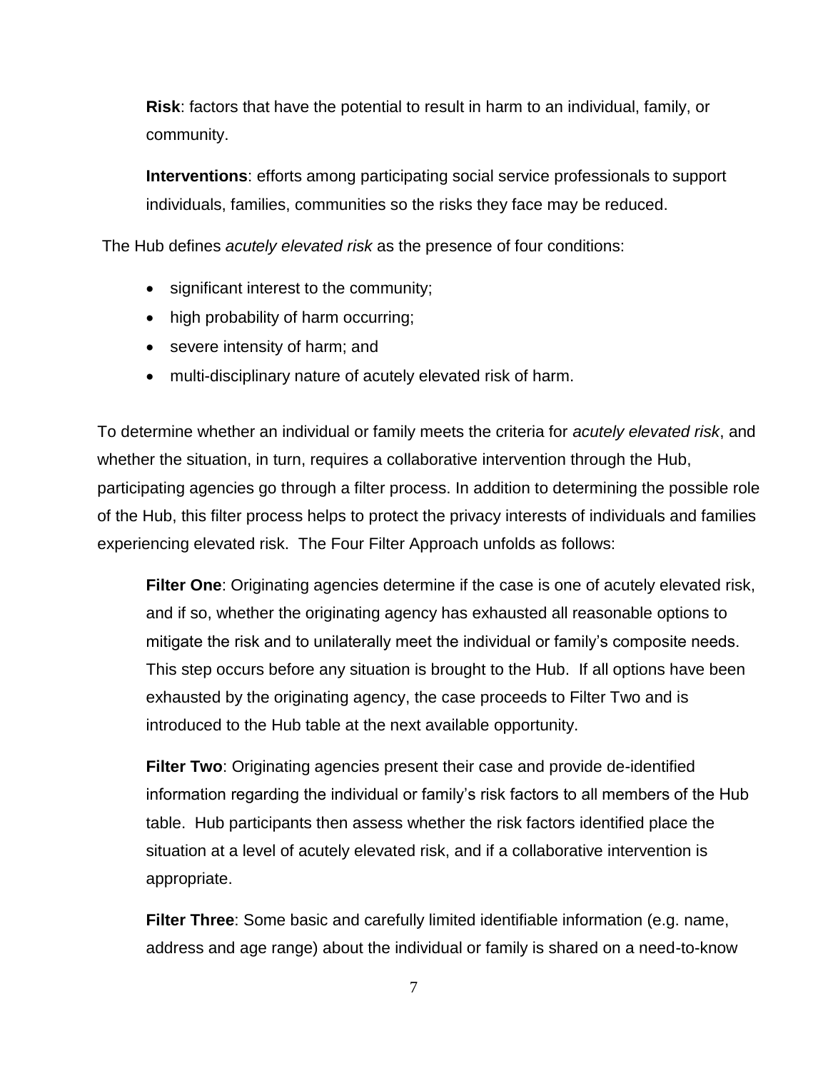**Risk**: factors that have the potential to result in harm to an individual, family, or community.

**Interventions**: efforts among participating social service professionals to support individuals, families, communities so the risks they face may be reduced.

The Hub defines *acutely elevated risk* as the presence of four conditions:

- significant interest to the community;
- high probability of harm occurring;
- severe intensity of harm; and
- multi-disciplinary nature of acutely elevated risk of harm.

To determine whether an individual or family meets the criteria for *acutely elevated risk*, and whether the situation, in turn, requires a collaborative intervention through the Hub, participating agencies go through a filter process. In addition to determining the possible role of the Hub, this filter process helps to protect the privacy interests of individuals and families experiencing elevated risk. The Four Filter Approach unfolds as follows:

**Filter One**: Originating agencies determine if the case is one of acutely elevated risk, and if so, whether the originating agency has exhausted all reasonable options to mitigate the risk and to unilaterally meet the individual or family's composite needs. This step occurs before any situation is brought to the Hub. If all options have been exhausted by the originating agency, the case proceeds to Filter Two and is introduced to the Hub table at the next available opportunity.

**Filter Two**: Originating agencies present their case and provide de-identified information regarding the individual or family's risk factors to all members of the Hub table. Hub participants then assess whether the risk factors identified place the situation at a level of acutely elevated risk, and if a collaborative intervention is appropriate.

**Filter Three**: Some basic and carefully limited identifiable information (e.g. name, address and age range) about the individual or family is shared on a need-to-know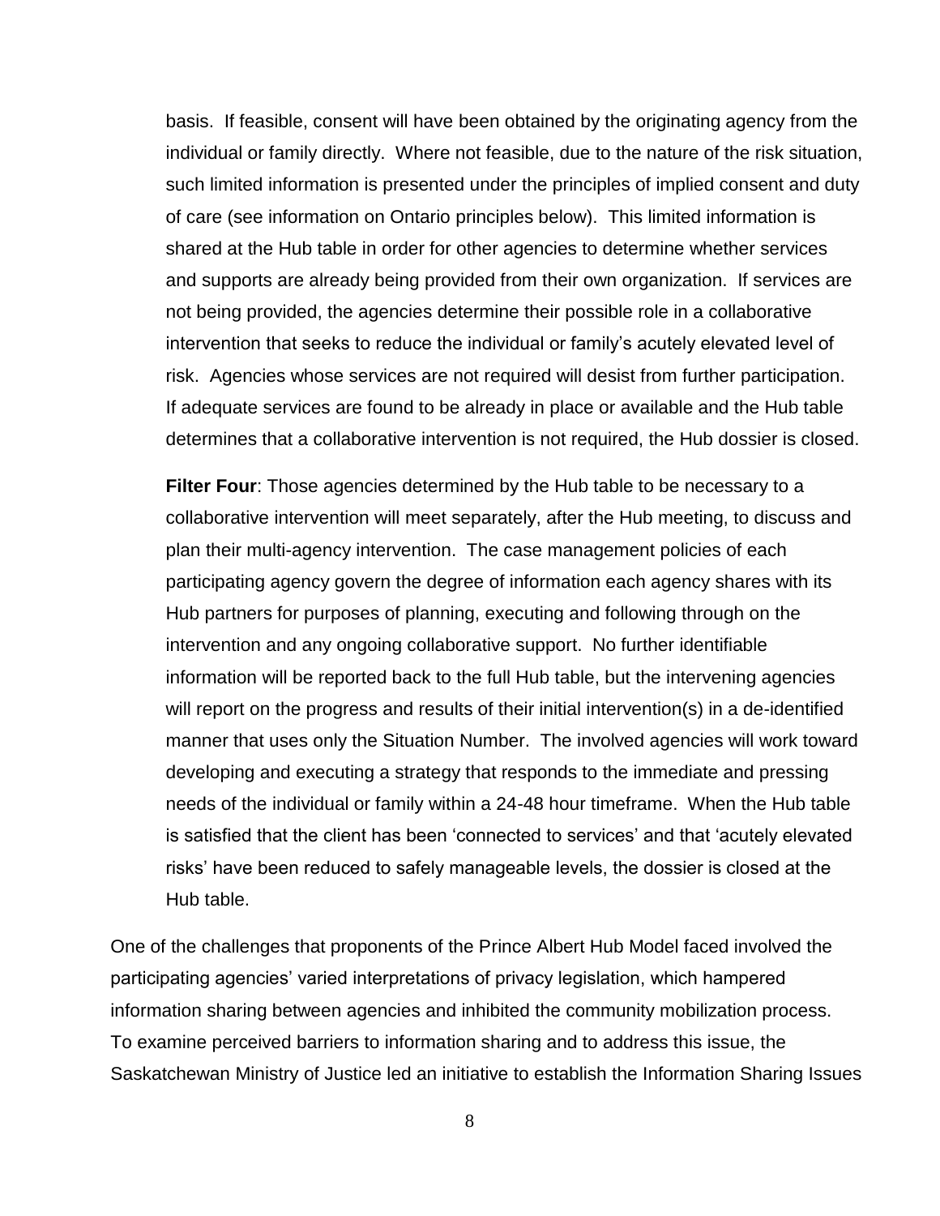basis. If feasible, consent will have been obtained by the originating agency from the individual or family directly. Where not feasible, due to the nature of the risk situation, such limited information is presented under the principles of implied consent and duty of care (see information on Ontario principles below). This limited information is shared at the Hub table in order for other agencies to determine whether services and supports are already being provided from their own organization. If services are not being provided, the agencies determine their possible role in a collaborative intervention that seeks to reduce the individual or family's acutely elevated level of risk. Agencies whose services are not required will desist from further participation. If adequate services are found to be already in place or available and the Hub table determines that a collaborative intervention is not required, the Hub dossier is closed.

**Filter Four**: Those agencies determined by the Hub table to be necessary to a collaborative intervention will meet separately, after the Hub meeting, to discuss and plan their multi-agency intervention. The case management policies of each participating agency govern the degree of information each agency shares with its Hub partners for purposes of planning, executing and following through on the intervention and any ongoing collaborative support. No further identifiable information will be reported back to the full Hub table, but the intervening agencies will report on the progress and results of their initial intervention(s) in a de-identified manner that uses only the Situation Number. The involved agencies will work toward developing and executing a strategy that responds to the immediate and pressing needs of the individual or family within a 24-48 hour timeframe. When the Hub table is satisfied that the client has been 'connected to services' and that 'acutely elevated risks' have been reduced to safely manageable levels, the dossier is closed at the Hub table.

One of the challenges that proponents of the Prince Albert Hub Model faced involved the participating agencies' varied interpretations of privacy legislation, which hampered information sharing between agencies and inhibited the community mobilization process. To examine perceived barriers to information sharing and to address this issue, the Saskatchewan Ministry of Justice led an initiative to establish the Information Sharing Issues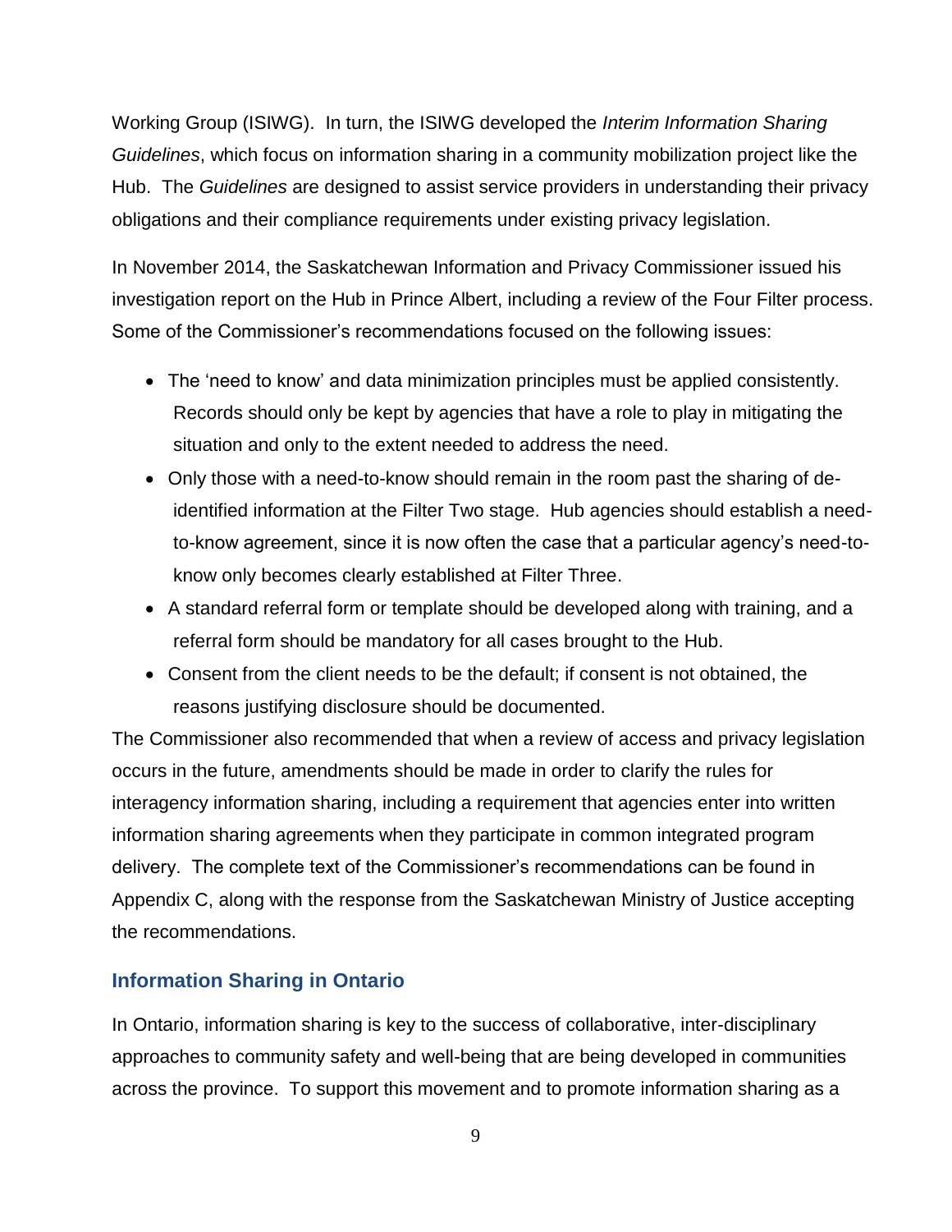Working Group (ISIWG). In turn, the ISIWG developed the *Interim Information Sharing Guidelines*, which focus on information sharing in a community mobilization project like the Hub. The *Guidelines* are designed to assist service providers in understanding their privacy obligations and their compliance requirements under existing privacy legislation.

In November 2014, the Saskatchewan Information and Privacy Commissioner issued his investigation report on the Hub in Prince Albert, including a review of the Four Filter process. Some of the Commissioner's recommendations focused on the following issues:

- The 'need to know' and data minimization principles must be applied consistently. Records should only be kept by agencies that have a role to play in mitigating the situation and only to the extent needed to address the need.
- Only those with a need-to-know should remain in the room past the sharing of de-identified information at the Filter Two stage. Hub agencies should establish a need-to-know agreement, since it is now often the case that a particular agency's need-to-know only becomes clearly established at Filter Three.
- A standard referral form or template should be developed along with training, and a referral form should be mandatory for all cases brought to the Hub.
- Consent from the client needs to be the default; if consent is not obtained, the reasons justifying disclosure should be documented.

The Commissioner also recommended that when a review of access and privacy legislation occurs in the future, amendments should be made in order to clarify the rules for interagency information sharing, including a requirement that agencies enter into written information sharing agreements when they participate in common integrated program delivery. The complete text of the Commissioner's recommendations can be found in Appendix C, along with the response from the Saskatchewan Ministry of Justice accepting the recommendations.

### Information Sharing in Ontario

In Ontario, information sharing is key to the success of collaborative, inter-disciplinary approaches to community safety and well-being that are being developed in communities across the province. To support this movement and to promote information sharing as a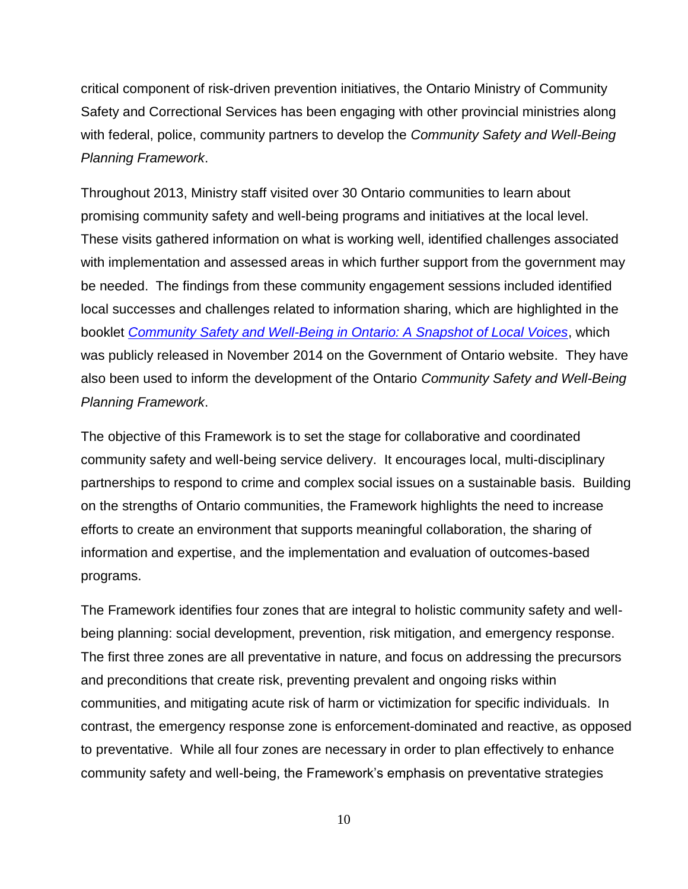critical component of risk-driven prevention initiatives, the Ontario Ministry of Community Safety and Correctional Services has been engaging with other provincial ministries along with federal, police, community partners to develop the *Community Safety and Well-Being Planning Framework*.

Throughout 2013, Ministry staff visited over 30 Ontario communities to learn about promising community safety and well-being programs and initiatives at the local level. These visits gathered information on what is working well, identified challenges associated with implementation and assessed areas in which further support from the government may be needed. The findings from these community engagement sessions included identified local successes and challenges related to information sharing, which are highlighted in the booklet *Community Safety and Well-Being in Ontario: A Snapshot of Local Voices*, which was publicly released in November 2014 on the Government of Ontario website. They have also been used to inform the development of the Ontario *Community Safety and Well-Being Planning Framework*.

The objective of this Framework is to set the stage for collaborative and coordinated community safety and well-being service delivery. It encourages local, multi-disciplinary partnerships to respond to crime and complex social issues on a sustainable basis. Building on the strengths of Ontario communities, the Framework highlights the need to increase efforts to create an environment that supports meaningful collaboration, the sharing of information and expertise, and the implementation and evaluation of outcomes-based programs.

The Framework identifies four zones that are integral to holistic community safety and well-being planning: social development, prevention, risk mitigation, and emergency response. The first three zones are all preventative in nature, and focus on addressing the precursors and preconditions that create risk, preventing prevalent and ongoing risks within communities, and mitigating acute risk of harm or victimization for specific individuals. In contrast, the emergency response zone is enforcement-dominated and reactive, as opposed to preventative. While all four zones are necessary in order to plan effectively to enhance community safety and well-being, the Framework's emphasis on preventative strategies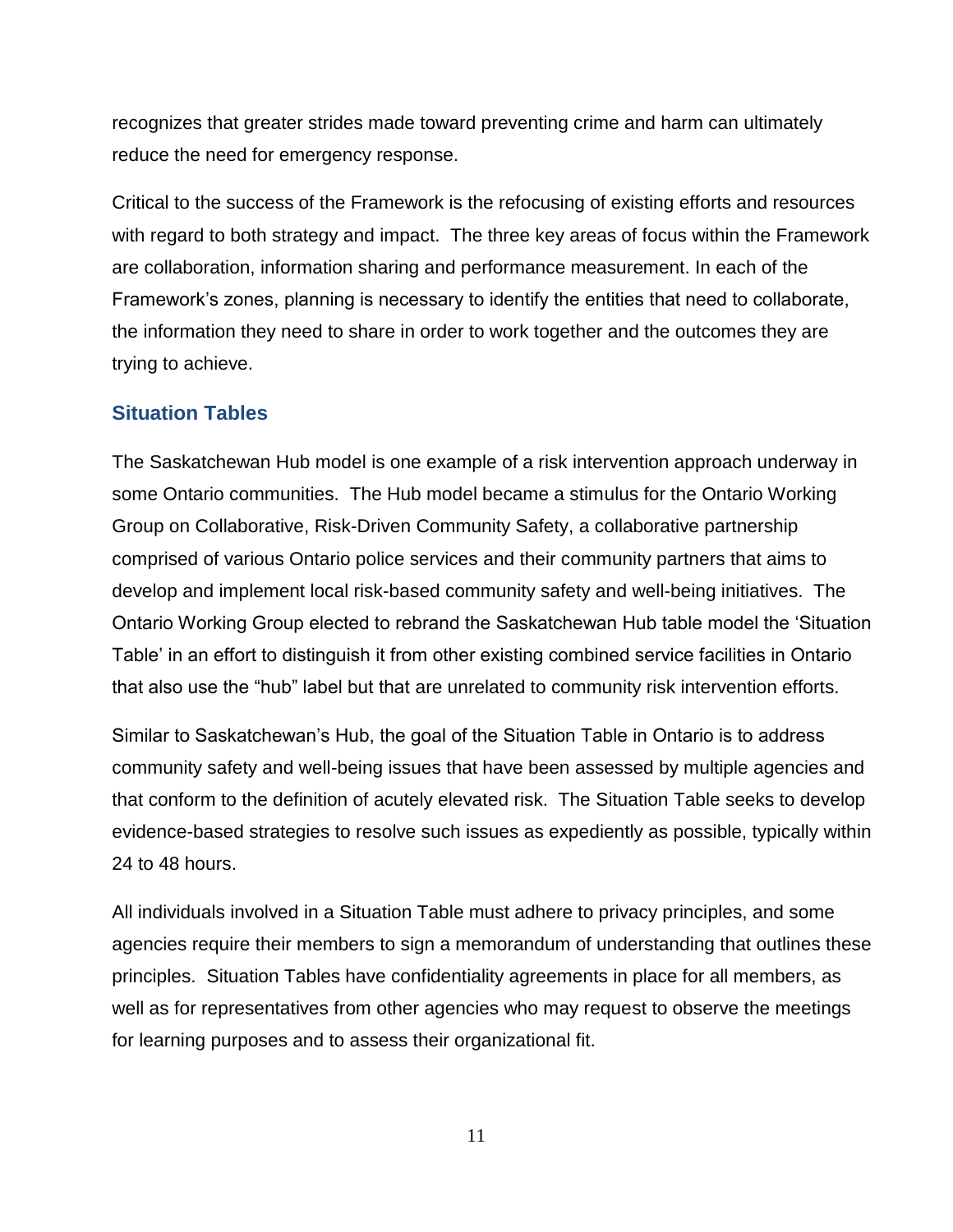recognizes that greater strides made toward preventing crime and harm can ultimately reduce the need for emergency response.

Critical to the success of the Framework is the refocusing of existing efforts and resources with regard to both strategy and impact. The three key areas of focus within the Framework are collaboration, information sharing and performance measurement. In each of the Framework's zones, planning is necessary to identify the entities that need to collaborate, the information they need to share in order to work together and the outcomes they are trying to achieve.

## Situation Tables

The Saskatchewan Hub model is one example of a risk intervention approach underway in some Ontario communities. The Hub model became a stimulus for the Ontario Working Group on Collaborative, Risk-Driven Community Safety, a collaborative partnership comprised of various Ontario police services and their community partners that aims to develop and implement local risk-based community safety and well-being initiatives. The Ontario Working Group elected to rebrand the Saskatchewan Hub table model the 'Situation Table' in an effort to distinguish it from other existing combined service facilities in Ontario that also use the "hub" label but that are unrelated to community risk intervention efforts.

Similar to Saskatchewan's Hub, the goal of the Situation Table in Ontario is to address community safety and well-being issues that have been assessed by multiple agencies and that conform to the definition of acutely elevated risk. The Situation Table seeks to develop evidence-based strategies to resolve such issues as expediently as possible, typically within 24 to 48 hours.

All individuals involved in a Situation Table must adhere to privacy principles, and some agencies require their members to sign a memorandum of understanding that outlines these principles. Situation Tables have confidentiality agreements in place for all members, as well as for representatives from other agencies who may request to observe the meetings for learning purposes and to assess their organizational fit.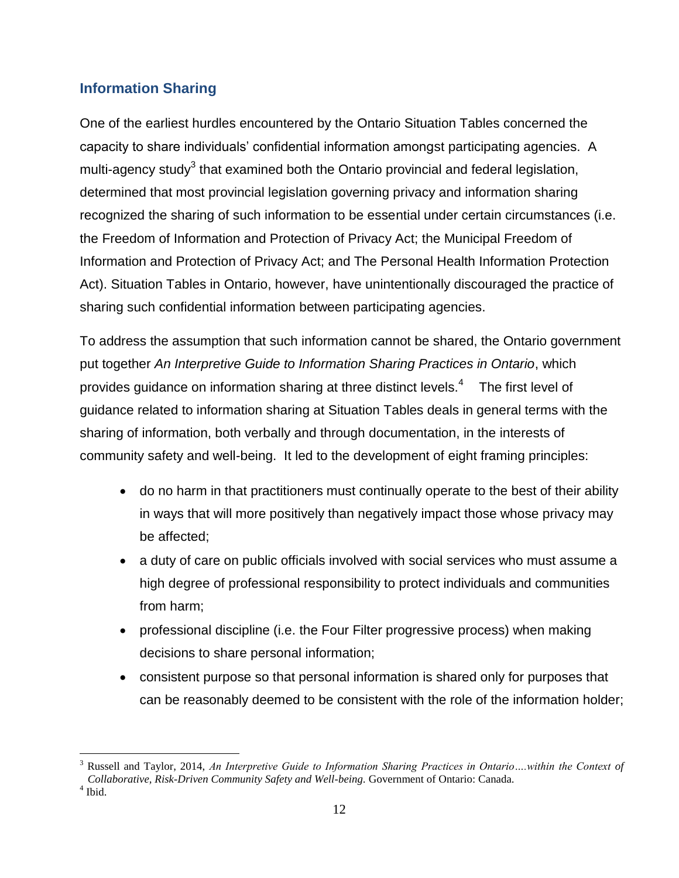## Information Sharing

One of the earliest hurdles encountered by the Ontario Situation Tables concerned the capacity to share individuals' confidential information amongst participating agencies. A multi-agency study[3] that examined both the Ontario provincial and federal legislation, determined that most provincial legislation governing privacy and information sharing recognized the sharing of such information to be essential under certain circumstances (i.e. the Freedom of Information and Protection of Privacy Act; the Municipal Freedom of Information and Protection of Privacy Act; and The Personal Health Information Protection Act). Situation Tables in Ontario, however, have unintentionally discouraged the practice of sharing such confidential information between participating agencies.

To address the assumption that such information cannot be shared, the Ontario government put together *An Interpretive Guide to Information Sharing Practices in Ontario*, which provides guidance on information sharing at three distinct levels.[4] The first level of guidance related to information sharing at Situation Tables deals in general terms with the sharing of information, both verbally and through documentation, in the interests of community safety and well-being. It led to the development of eight framing principles:

- do no harm in that practitioners must continually operate to the best of their ability in ways that will more positively than negatively impact those whose privacy may be affected;
- a duty of care on public officials involved with social services who must assume a high degree of professional responsibility to protect individuals and communities from harm;
- professional discipline (i.e. the Four Filter progressive process) when making decisions to share personal information;
- consistent purpose so that personal information is shared only for purposes that can be reasonably deemed to be consistent with the role of the information holder;

---

[3] Russell and Taylor, 2014, *An Interpretive Guide to Information Sharing Practices in Ontario….within the Context of Collaborative, Risk-Driven Community Safety and Well-being.* Government of Ontario: Canada.

[4] Ibid.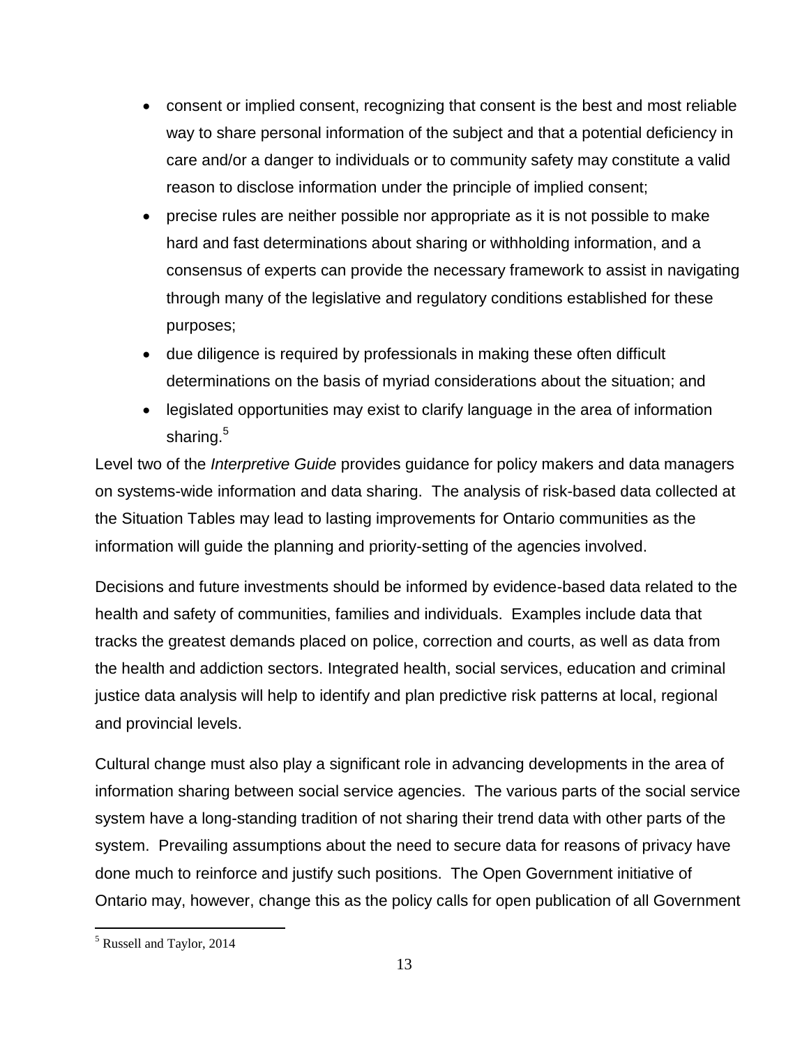- consent or implied consent, recognizing that consent is the best and most reliable way to share personal information of the subject and that a potential deficiency in care and/or a danger to individuals or to community safety may constitute a valid reason to disclose information under the principle of implied consent;
- precise rules are neither possible nor appropriate as it is not possible to make hard and fast determinations about sharing or withholding information, and a consensus of experts can provide the necessary framework to assist in navigating through many of the legislative and regulatory conditions established for these purposes;
- due diligence is required by professionals in making these often difficult determinations on the basis of myriad considerations about the situation; and
- legislated opportunities may exist to clarify language in the area of information sharing.[5]

Level two of the *Interpretive Guide* provides guidance for policy makers and data managers on systems-wide information and data sharing. The analysis of risk-based data collected at the Situation Tables may lead to lasting improvements for Ontario communities as the information will guide the planning and priority-setting of the agencies involved.

Decisions and future investments should be informed by evidence-based data related to the health and safety of communities, families and individuals. Examples include data that tracks the greatest demands placed on police, correction and courts, as well as data from the health and addiction sectors. Integrated health, social services, education and criminal justice data analysis will help to identify and plan predictive risk patterns at local, regional and provincial levels.

Cultural change must also play a significant role in advancing developments in the area of information sharing between social service agencies. The various parts of the social service system have a long-standing tradition of not sharing their trend data with other parts of the system. Prevailing assumptions about the need to secure data for reasons of privacy have done much to reinforce and justify such positions. The Open Government initiative of Ontario may, however, change this as the policy calls for open publication of all Government

[5] Russell and Taylor, 2014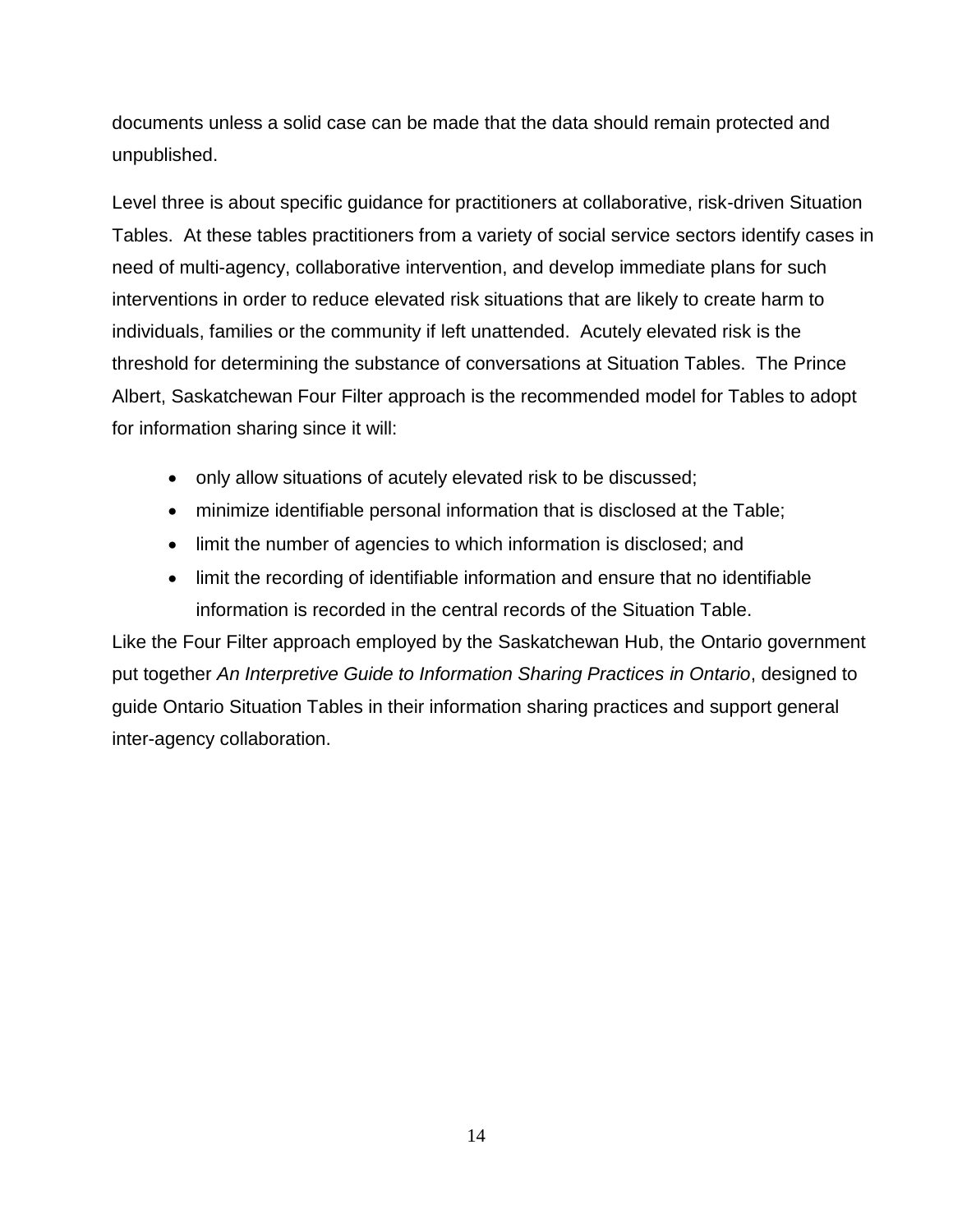documents unless a solid case can be made that the data should remain protected and unpublished.

Level three is about specific guidance for practitioners at collaborative, risk-driven Situation Tables. At these tables practitioners from a variety of social service sectors identify cases in need of multi-agency, collaborative intervention, and develop immediate plans for such interventions in order to reduce elevated risk situations that are likely to create harm to individuals, families or the community if left unattended. Acutely elevated risk is the threshold for determining the substance of conversations at Situation Tables. The Prince Albert, Saskatchewan Four Filter approach is the recommended model for Tables to adopt for information sharing since it will:

- only allow situations of acutely elevated risk to be discussed;
- minimize identifiable personal information that is disclosed at the Table;
- limit the number of agencies to which information is disclosed; and
- limit the recording of identifiable information and ensure that no identifiable information is recorded in the central records of the Situation Table.

Like the Four Filter approach employed by the Saskatchewan Hub, the Ontario government put together *An Interpretive Guide to Information Sharing Practices in Ontario*, designed to guide Ontario Situation Tables in their information sharing practices and support general inter-agency collaboration.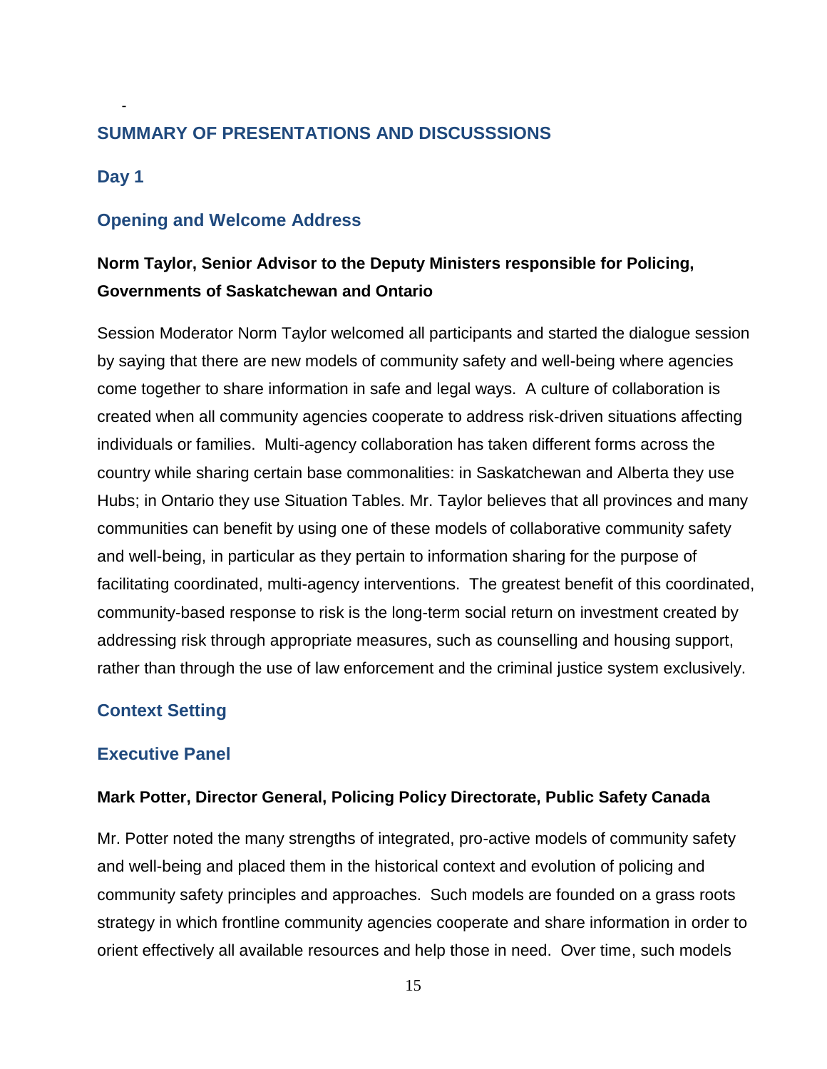-

## SUMMARY OF PRESENTATIONS AND DISCUSSSIONS

### Day 1

### Opening and Welcome Address

**Norm Taylor, Senior Advisor to the Deputy Ministers responsible for Policing, Governments of Saskatchewan and Ontario**

Session Moderator Norm Taylor welcomed all participants and started the dialogue session by saying that there are new models of community safety and well-being where agencies come together to share information in safe and legal ways. A culture of collaboration is created when all community agencies cooperate to address risk-driven situations affecting individuals or families. Multi-agency collaboration has taken different forms across the country while sharing certain base commonalities: in Saskatchewan and Alberta they use Hubs; in Ontario they use Situation Tables. Mr. Taylor believes that all provinces and many communities can benefit by using one of these models of collaborative community safety and well-being, in particular as they pertain to information sharing for the purpose of facilitating coordinated, multi-agency interventions. The greatest benefit of this coordinated, community-based response to risk is the long-term social return on investment created by addressing risk through appropriate measures, such as counselling and housing support, rather than through the use of law enforcement and the criminal justice system exclusively.

### Context Setting

### Executive Panel

**Mark Potter, Director General, Policing Policy Directorate, Public Safety Canada**

Mr. Potter noted the many strengths of integrated, pro-active models of community safety and well-being and placed them in the historical context and evolution of policing and community safety principles and approaches. Such models are founded on a grass roots strategy in which frontline community agencies cooperate and share information in order to orient effectively all available resources and help those in need. Over time, such models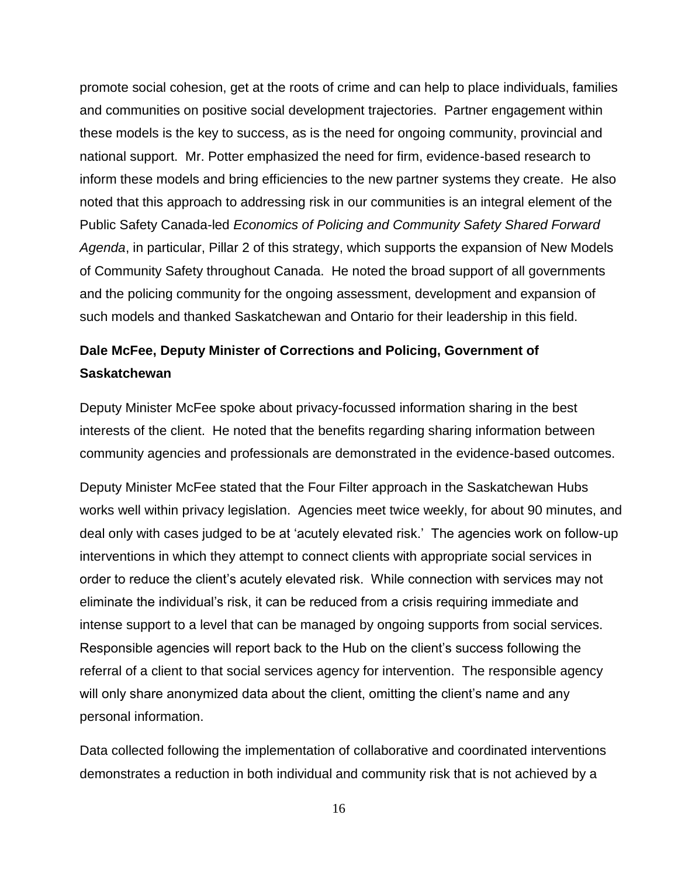promote social cohesion, get at the roots of crime and can help to place individuals, families and communities on positive social development trajectories. Partner engagement within these models is the key to success, as is the need for ongoing community, provincial and national support. Mr. Potter emphasized the need for firm, evidence-based research to inform these models and bring efficiencies to the new partner systems they create. He also noted that this approach to addressing risk in our communities is an integral element of the Public Safety Canada-led *Economics of Policing and Community Safety Shared Forward Agenda*, in particular, Pillar 2 of this strategy, which supports the expansion of New Models of Community Safety throughout Canada. He noted the broad support of all governments and the policing community for the ongoing assessment, development and expansion of such models and thanked Saskatchewan and Ontario for their leadership in this field.

**Dale McFee, Deputy Minister of Corrections and Policing, Government of Saskatchewan**

Deputy Minister McFee spoke about privacy-focussed information sharing in the best interests of the client. He noted that the benefits regarding sharing information between community agencies and professionals are demonstrated in the evidence-based outcomes.

Deputy Minister McFee stated that the Four Filter approach in the Saskatchewan Hubs works well within privacy legislation. Agencies meet twice weekly, for about 90 minutes, and deal only with cases judged to be at 'acutely elevated risk.' The agencies work on follow-up interventions in which they attempt to connect clients with appropriate social services in order to reduce the client's acutely elevated risk. While connection with services may not eliminate the individual's risk, it can be reduced from a crisis requiring immediate and intense support to a level that can be managed by ongoing supports from social services. Responsible agencies will report back to the Hub on the client's success following the referral of a client to that social services agency for intervention. The responsible agency will only share anonymized data about the client, omitting the client's name and any personal information.

Data collected following the implementation of collaborative and coordinated interventions demonstrates a reduction in both individual and community risk that is not achieved by a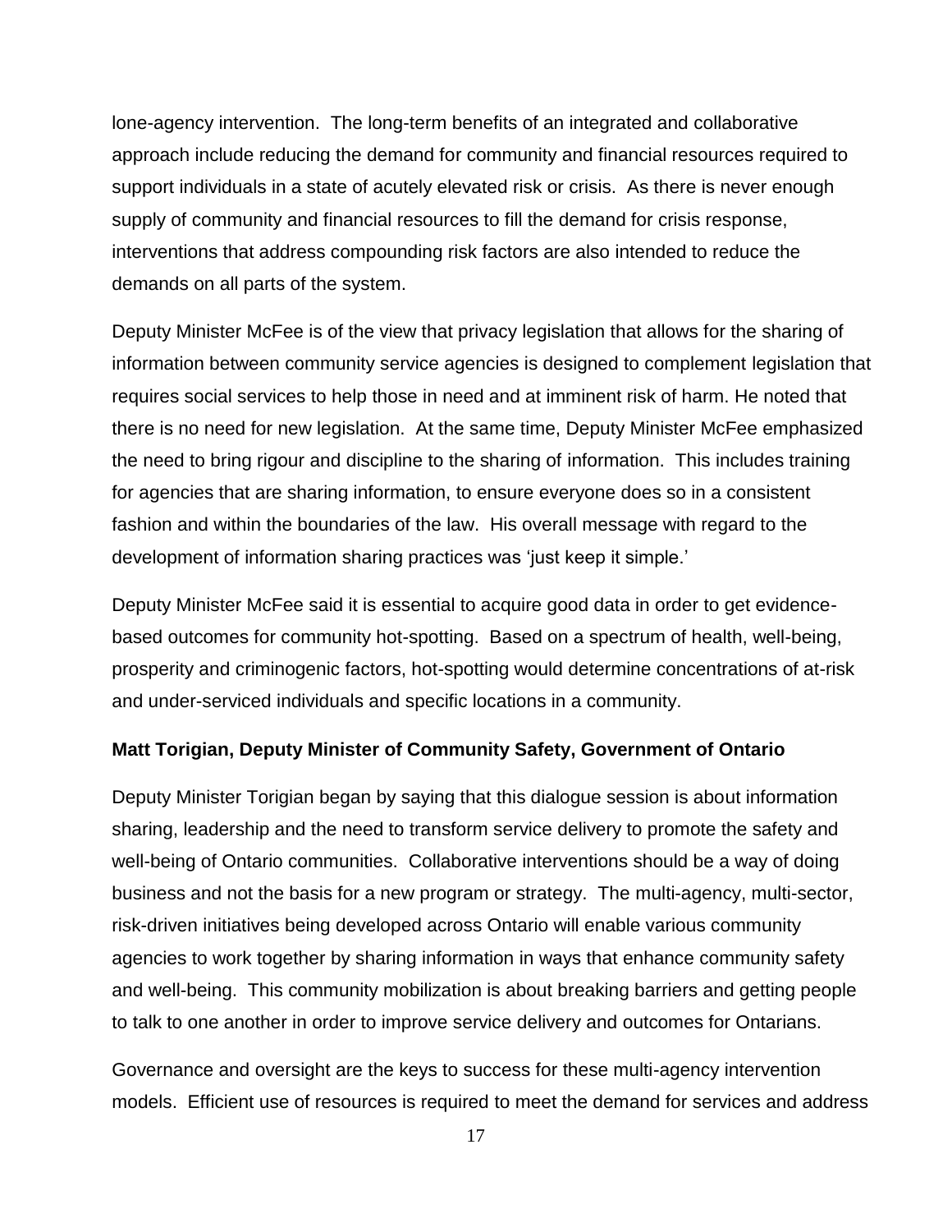lone-agency intervention. The long-term benefits of an integrated and collaborative approach include reducing the demand for community and financial resources required to support individuals in a state of acutely elevated risk or crisis. As there is never enough supply of community and financial resources to fill the demand for crisis response, interventions that address compounding risk factors are also intended to reduce the demands on all parts of the system.

Deputy Minister McFee is of the view that privacy legislation that allows for the sharing of information between community service agencies is designed to complement legislation that requires social services to help those in need and at imminent risk of harm. He noted that there is no need for new legislation. At the same time, Deputy Minister McFee emphasized the need to bring rigour and discipline to the sharing of information. This includes training for agencies that are sharing information, to ensure everyone does so in a consistent fashion and within the boundaries of the law. His overall message with regard to the development of information sharing practices was 'just keep it simple.'

Deputy Minister McFee said it is essential to acquire good data in order to get evidence-based outcomes for community hot-spotting. Based on a spectrum of health, well-being, prosperity and criminogenic factors, hot-spotting would determine concentrations of at-risk and under-serviced individuals and specific locations in a community.

**Matt Torigian, Deputy Minister of Community Safety, Government of Ontario**

Deputy Minister Torigian began by saying that this dialogue session is about information sharing, leadership and the need to transform service delivery to promote the safety and well-being of Ontario communities. Collaborative interventions should be a way of doing business and not the basis for a new program or strategy. The multi-agency, multi-sector, risk-driven initiatives being developed across Ontario will enable various community agencies to work together by sharing information in ways that enhance community safety and well-being. This community mobilization is about breaking barriers and getting people to talk to one another in order to improve service delivery and outcomes for Ontarians.

Governance and oversight are the keys to success for these multi-agency intervention models. Efficient use of resources is required to meet the demand for services and address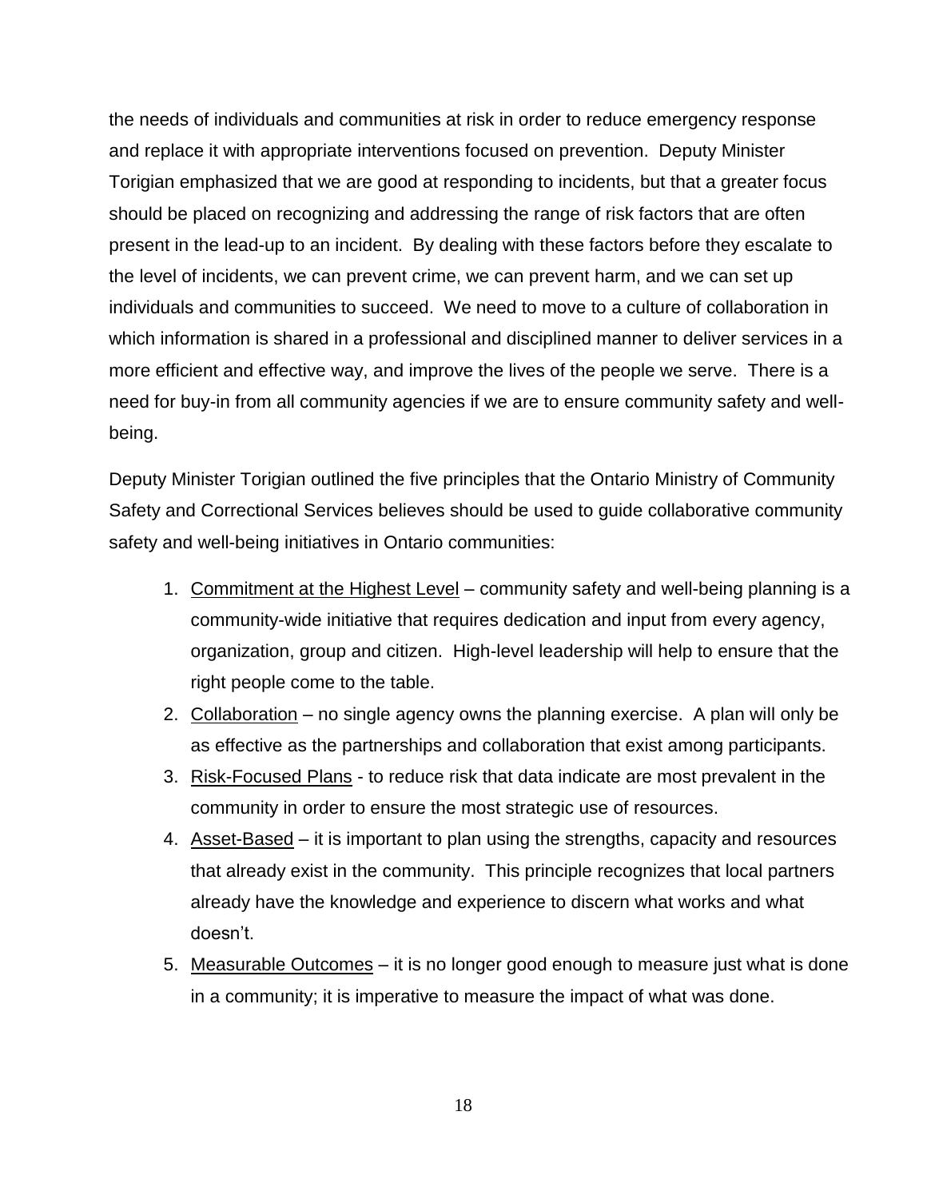the needs of individuals and communities at risk in order to reduce emergency response and replace it with appropriate interventions focused on prevention. Deputy Minister Torigian emphasized that we are good at responding to incidents, but that a greater focus should be placed on recognizing and addressing the range of risk factors that are often present in the lead-up to an incident. By dealing with these factors before they escalate to the level of incidents, we can prevent crime, we can prevent harm, and we can set up individuals and communities to succeed. We need to move to a culture of collaboration in which information is shared in a professional and disciplined manner to deliver services in a more efficient and effective way, and improve the lives of the people we serve. There is a need for buy-in from all community agencies if we are to ensure community safety and well-being.

Deputy Minister Torigian outlined the five principles that the Ontario Ministry of Community Safety and Correctional Services believes should be used to guide collaborative community safety and well-being initiatives in Ontario communities:

1. <u>Commitment at the Highest Level</u> – community safety and well-being planning is a community-wide initiative that requires dedication and input from every agency, organization, group and citizen. High-level leadership will help to ensure that the right people come to the table.
2. <u>Collaboration</u> – no single agency owns the planning exercise. A plan will only be as effective as the partnerships and collaboration that exist among participants.
3. <u>Risk-Focused Plans</u> - to reduce risk that data indicate are most prevalent in the community in order to ensure the most strategic use of resources.
4. <u>Asset-Based</u> – it is important to plan using the strengths, capacity and resources that already exist in the community. This principle recognizes that local partners already have the knowledge and experience to discern what works and what doesn't.
5. <u>Measurable Outcomes</u> – it is no longer good enough to measure just what is done in a community; it is imperative to measure the impact of what was done.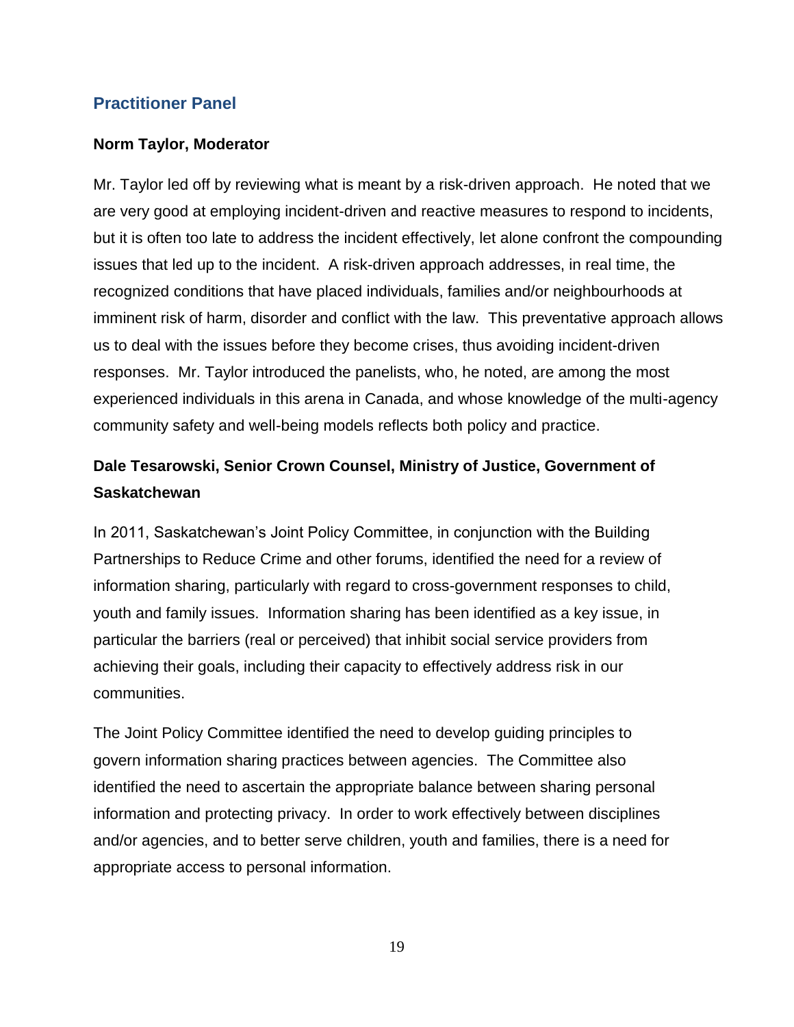## Practitioner Panel

**Norm Taylor, Moderator**

Mr. Taylor led off by reviewing what is meant by a risk-driven approach. He noted that we are very good at employing incident-driven and reactive measures to respond to incidents, but it is often too late to address the incident effectively, let alone confront the compounding issues that led up to the incident. A risk-driven approach addresses, in real time, the recognized conditions that have placed individuals, families and/or neighbourhoods at imminent risk of harm, disorder and conflict with the law. This preventative approach allows us to deal with the issues before they become crises, thus avoiding incident-driven responses. Mr. Taylor introduced the panelists, who, he noted, are among the most experienced individuals in this arena in Canada, and whose knowledge of the multi-agency community safety and well-being models reflects both policy and practice.

**Dale Tesarowski, Senior Crown Counsel, Ministry of Justice, Government of Saskatchewan**

In 2011, Saskatchewan's Joint Policy Committee, in conjunction with the Building Partnerships to Reduce Crime and other forums, identified the need for a review of information sharing, particularly with regard to cross-government responses to child, youth and family issues. Information sharing has been identified as a key issue, in particular the barriers (real or perceived) that inhibit social service providers from achieving their goals, including their capacity to effectively address risk in our communities.

The Joint Policy Committee identified the need to develop guiding principles to govern information sharing practices between agencies. The Committee also identified the need to ascertain the appropriate balance between sharing personal information and protecting privacy. In order to work effectively between disciplines and/or agencies, and to better serve children, youth and families, there is a need for appropriate access to personal information.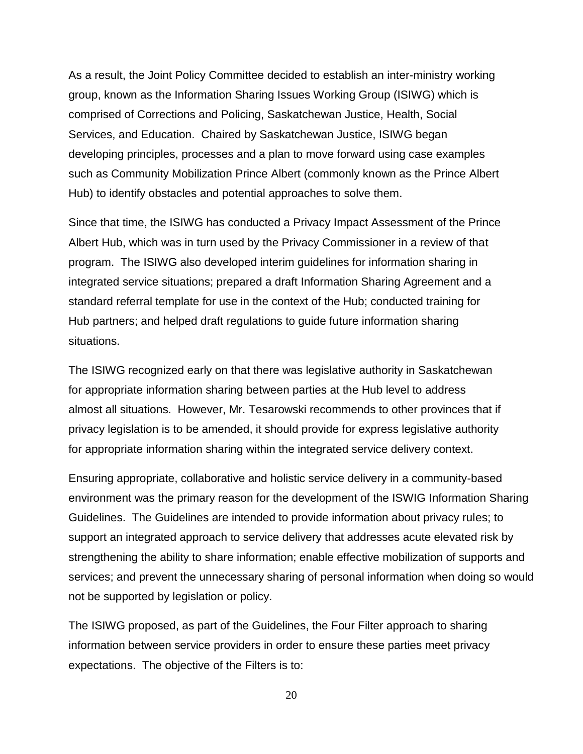As a result, the Joint Policy Committee decided to establish an inter-ministry working group, known as the Information Sharing Issues Working Group (ISIWG) which is comprised of Corrections and Policing, Saskatchewan Justice, Health, Social Services, and Education. Chaired by Saskatchewan Justice, ISIWG began developing principles, processes and a plan to move forward using case examples such as Community Mobilization Prince Albert (commonly known as the Prince Albert Hub) to identify obstacles and potential approaches to solve them.

Since that time, the ISIWG has conducted a Privacy Impact Assessment of the Prince Albert Hub, which was in turn used by the Privacy Commissioner in a review of that program. The ISIWG also developed interim guidelines for information sharing in integrated service situations; prepared a draft Information Sharing Agreement and a standard referral template for use in the context of the Hub; conducted training for Hub partners; and helped draft regulations to guide future information sharing situations.

The ISIWG recognized early on that there was legislative authority in Saskatchewan for appropriate information sharing between parties at the Hub level to address almost all situations. However, Mr. Tesarowski recommends to other provinces that if privacy legislation is to be amended, it should provide for express legislative authority for appropriate information sharing within the integrated service delivery context.

Ensuring appropriate, collaborative and holistic service delivery in a community-based environment was the primary reason for the development of the ISWIG Information Sharing Guidelines. The Guidelines are intended to provide information about privacy rules; to support an integrated approach to service delivery that addresses acute elevated risk by strengthening the ability to share information; enable effective mobilization of supports and services; and prevent the unnecessary sharing of personal information when doing so would not be supported by legislation or policy.

The ISIWG proposed, as part of the Guidelines, the Four Filter approach to sharing information between service providers in order to ensure these parties meet privacy expectations. The objective of the Filters is to: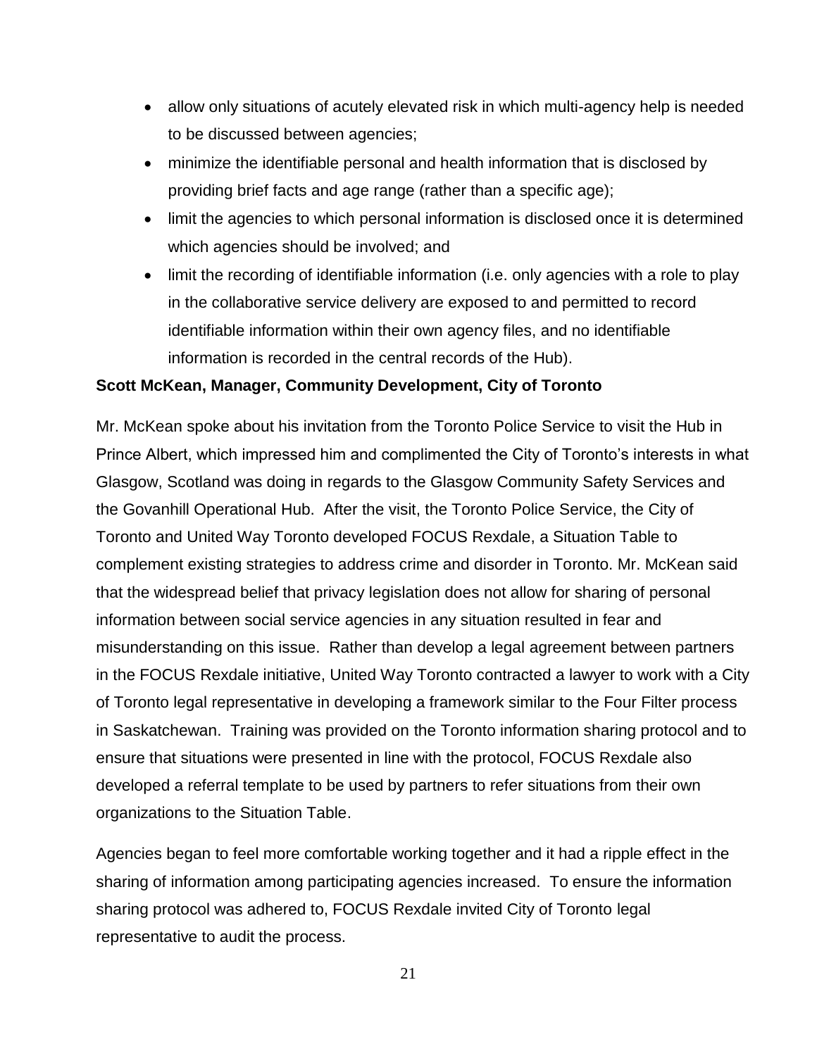- allow only situations of acutely elevated risk in which multi-agency help is needed to be discussed between agencies;
- minimize the identifiable personal and health information that is disclosed by providing brief facts and age range (rather than a specific age);
- limit the agencies to which personal information is disclosed once it is determined which agencies should be involved; and
- limit the recording of identifiable information (i.e. only agencies with a role to play in the collaborative service delivery are exposed to and permitted to record identifiable information within their own agency files, and no identifiable information is recorded in the central records of the Hub).

**Scott McKean, Manager, Community Development, City of Toronto**

Mr. McKean spoke about his invitation from the Toronto Police Service to visit the Hub in Prince Albert, which impressed him and complimented the City of Toronto's interests in what Glasgow, Scotland was doing in regards to the Glasgow Community Safety Services and the Govanhill Operational Hub. After the visit, the Toronto Police Service, the City of Toronto and United Way Toronto developed FOCUS Rexdale, a Situation Table to complement existing strategies to address crime and disorder in Toronto. Mr. McKean said that the widespread belief that privacy legislation does not allow for sharing of personal information between social service agencies in any situation resulted in fear and misunderstanding on this issue. Rather than develop a legal agreement between partners in the FOCUS Rexdale initiative, United Way Toronto contracted a lawyer to work with a City of Toronto legal representative in developing a framework similar to the Four Filter process in Saskatchewan. Training was provided on the Toronto information sharing protocol and to ensure that situations were presented in line with the protocol, FOCUS Rexdale also developed a referral template to be used by partners to refer situations from their own organizations to the Situation Table.

Agencies began to feel more comfortable working together and it had a ripple effect in the sharing of information among participating agencies increased. To ensure the information sharing protocol was adhered to, FOCUS Rexdale invited City of Toronto legal representative to audit the process.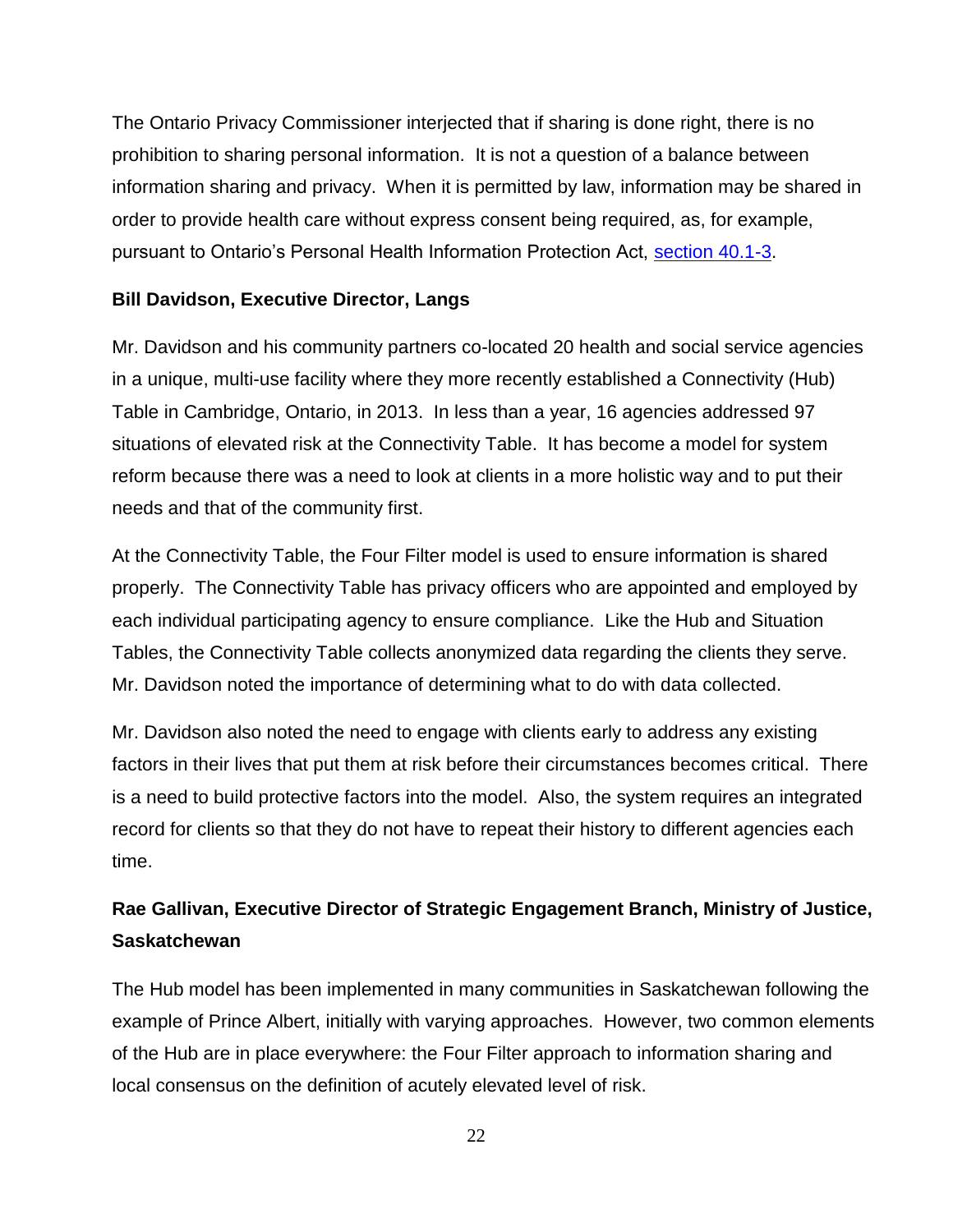The Ontario Privacy Commissioner interjected that if sharing is done right, there is no prohibition to sharing personal information. It is not a question of a balance between information sharing and privacy. When it is permitted by law, information may be shared in order to provide health care without express consent being required, as, for example, pursuant to Ontario's Personal Health Information Protection Act, section 40.1-3.

**Bill Davidson, Executive Director, Langs**

Mr. Davidson and his community partners co-located 20 health and social service agencies in a unique, multi-use facility where they more recently established a Connectivity (Hub) Table in Cambridge, Ontario, in 2013. In less than a year, 16 agencies addressed 97 situations of elevated risk at the Connectivity Table. It has become a model for system reform because there was a need to look at clients in a more holistic way and to put their needs and that of the community first.

At the Connectivity Table, the Four Filter model is used to ensure information is shared properly. The Connectivity Table has privacy officers who are appointed and employed by each individual participating agency to ensure compliance. Like the Hub and Situation Tables, the Connectivity Table collects anonymized data regarding the clients they serve. Mr. Davidson noted the importance of determining what to do with data collected.

Mr. Davidson also noted the need to engage with clients early to address any existing factors in their lives that put them at risk before their circumstances becomes critical. There is a need to build protective factors into the model. Also, the system requires an integrated record for clients so that they do not have to repeat their history to different agencies each time.

**Rae Gallivan, Executive Director of Strategic Engagement Branch, Ministry of Justice, Saskatchewan**

The Hub model has been implemented in many communities in Saskatchewan following the example of Prince Albert, initially with varying approaches. However, two common elements of the Hub are in place everywhere: the Four Filter approach to information sharing and local consensus on the definition of acutely elevated level of risk.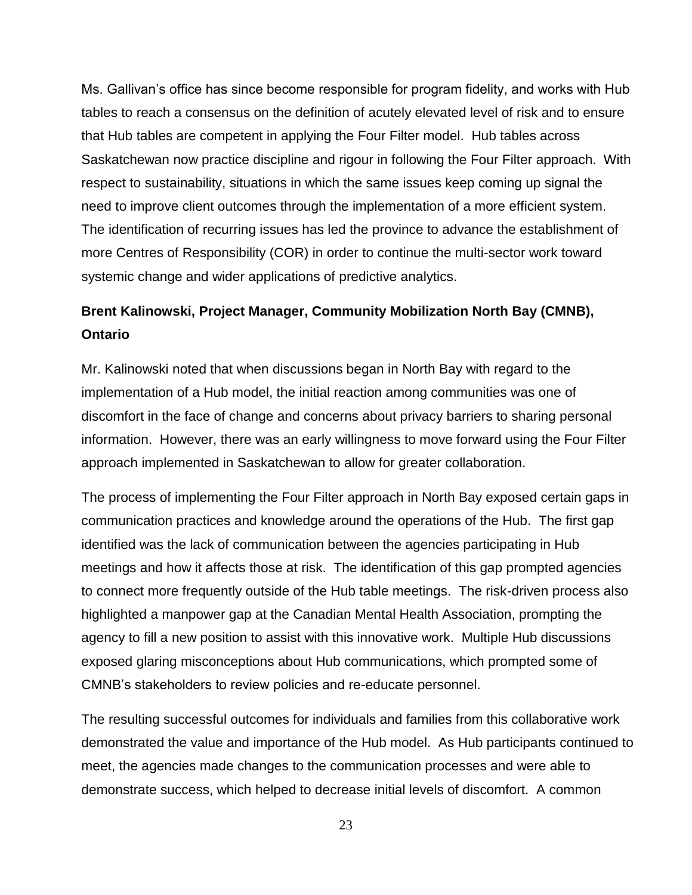Ms. Gallivan's office has since become responsible for program fidelity, and works with Hub tables to reach a consensus on the definition of acutely elevated level of risk and to ensure that Hub tables are competent in applying the Four Filter model. Hub tables across Saskatchewan now practice discipline and rigour in following the Four Filter approach. With respect to sustainability, situations in which the same issues keep coming up signal the need to improve client outcomes through the implementation of a more efficient system. The identification of recurring issues has led the province to advance the establishment of more Centres of Responsibility (COR) in order to continue the multi-sector work toward systemic change and wider applications of predictive analytics.

**Brent Kalinowski, Project Manager, Community Mobilization North Bay (CMNB), Ontario**

Mr. Kalinowski noted that when discussions began in North Bay with regard to the implementation of a Hub model, the initial reaction among communities was one of discomfort in the face of change and concerns about privacy barriers to sharing personal information. However, there was an early willingness to move forward using the Four Filter approach implemented in Saskatchewan to allow for greater collaboration.

The process of implementing the Four Filter approach in North Bay exposed certain gaps in communication practices and knowledge around the operations of the Hub. The first gap identified was the lack of communication between the agencies participating in Hub meetings and how it affects those at risk. The identification of this gap prompted agencies to connect more frequently outside of the Hub table meetings. The risk-driven process also highlighted a manpower gap at the Canadian Mental Health Association, prompting the agency to fill a new position to assist with this innovative work. Multiple Hub discussions exposed glaring misconceptions about Hub communications, which prompted some of CMNB's stakeholders to review policies and re-educate personnel.

The resulting successful outcomes for individuals and families from this collaborative work demonstrated the value and importance of the Hub model. As Hub participants continued to meet, the agencies made changes to the communication processes and were able to demonstrate success, which helped to decrease initial levels of discomfort. A common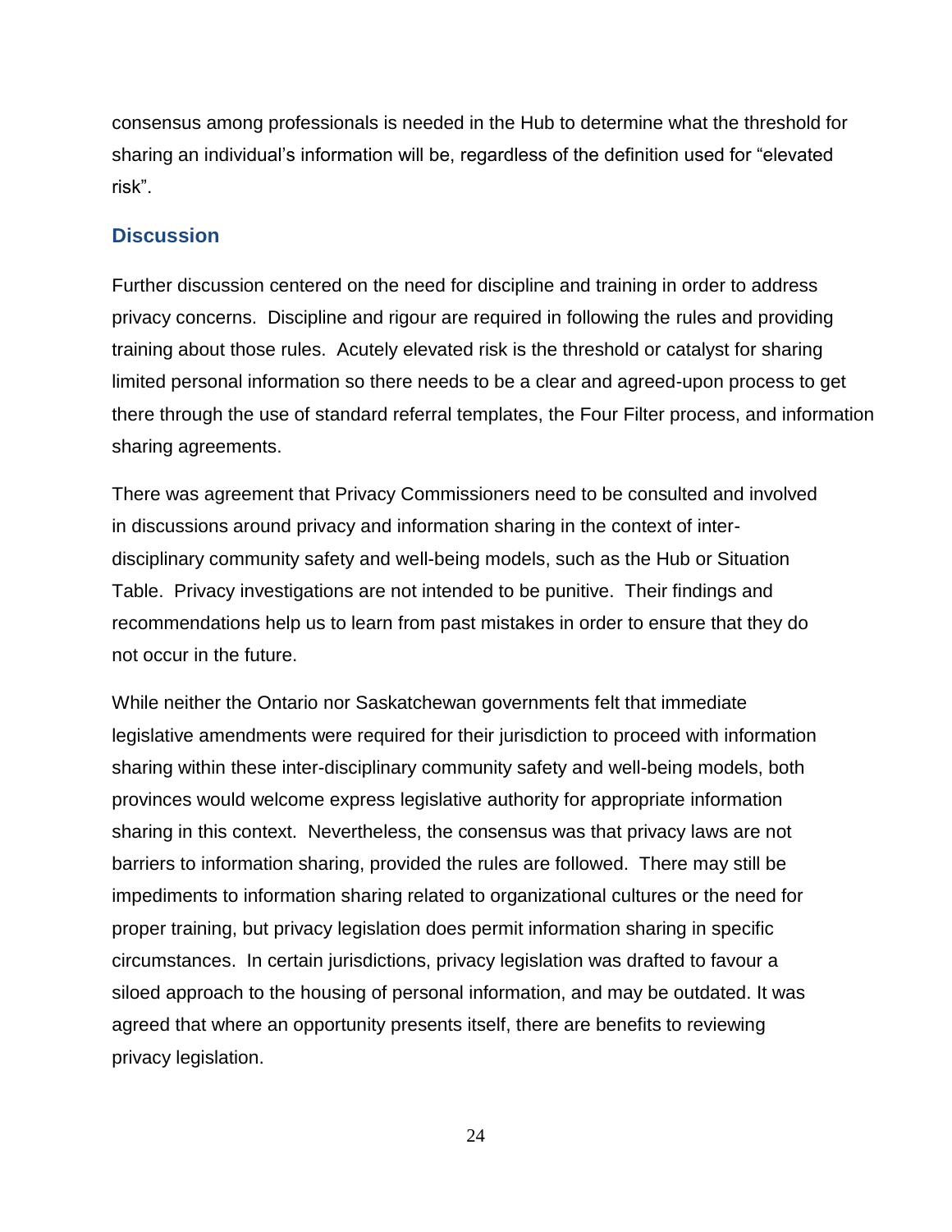consensus among professionals is needed in the Hub to determine what the threshold for sharing an individual's information will be, regardless of the definition used for "elevated risk".

## Discussion

Further discussion centered on the need for discipline and training in order to address privacy concerns. Discipline and rigour are required in following the rules and providing training about those rules. Acutely elevated risk is the threshold or catalyst for sharing limited personal information so there needs to be a clear and agreed-upon process to get there through the use of standard referral templates, the Four Filter process, and information sharing agreements.

There was agreement that Privacy Commissioners need to be consulted and involved in discussions around privacy and information sharing in the context of inter-disciplinary community safety and well-being models, such as the Hub or Situation Table. Privacy investigations are not intended to be punitive. Their findings and recommendations help us to learn from past mistakes in order to ensure that they do not occur in the future.

While neither the Ontario nor Saskatchewan governments felt that immediate legislative amendments were required for their jurisdiction to proceed with information sharing within these inter-disciplinary community safety and well-being models, both provinces would welcome express legislative authority for appropriate information sharing in this context. Nevertheless, the consensus was that privacy laws are not barriers to information sharing, provided the rules are followed. There may still be impediments to information sharing related to organizational cultures or the need for proper training, but privacy legislation does permit information sharing in specific circumstances. In certain jurisdictions, privacy legislation was drafted to favour a siloed approach to the housing of personal information, and may be outdated. It was agreed that where an opportunity presents itself, there are benefits to reviewing privacy legislation.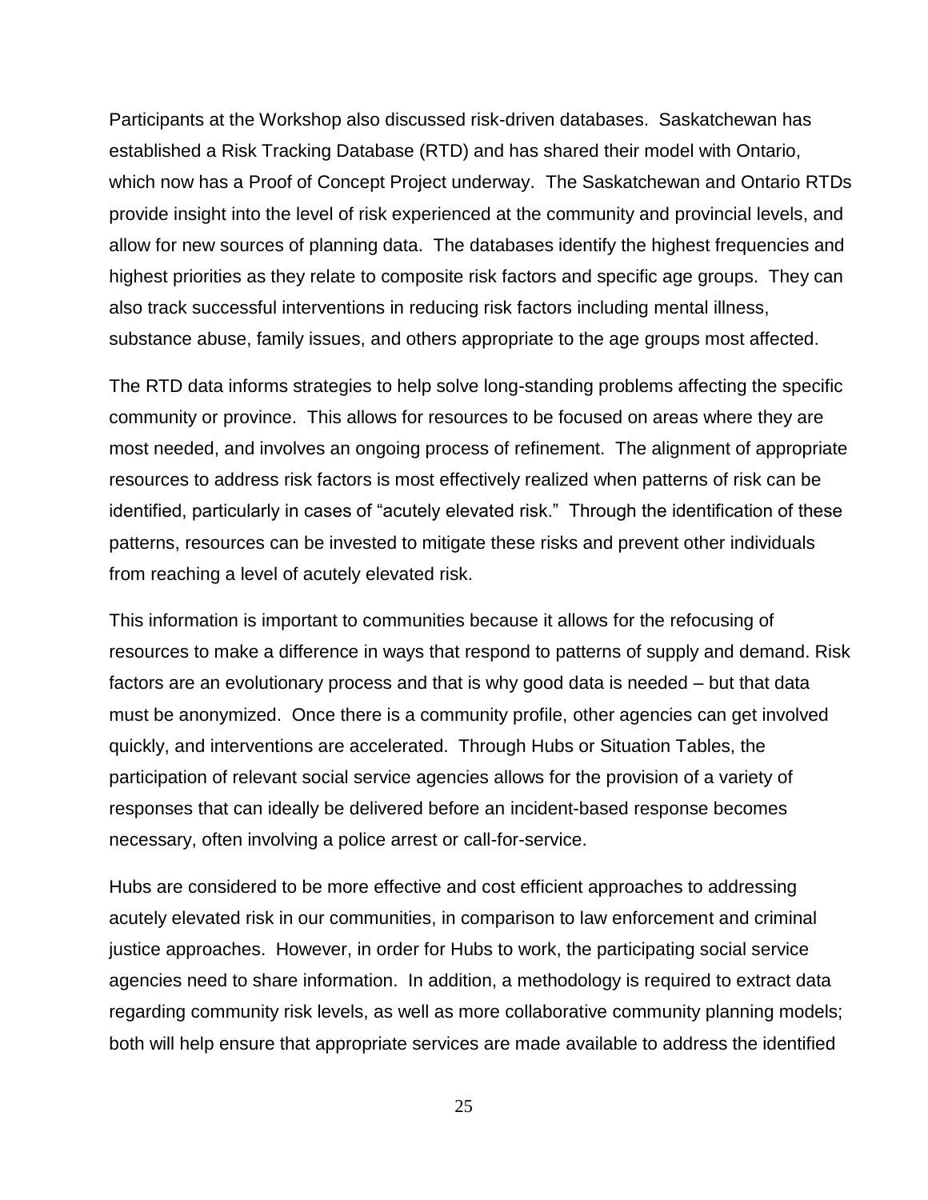Participants at the Workshop also discussed risk-driven databases. Saskatchewan has established a Risk Tracking Database (RTD) and has shared their model with Ontario, which now has a Proof of Concept Project underway. The Saskatchewan and Ontario RTDs provide insight into the level of risk experienced at the community and provincial levels, and allow for new sources of planning data. The databases identify the highest frequencies and highest priorities as they relate to composite risk factors and specific age groups. They can also track successful interventions in reducing risk factors including mental illness, substance abuse, family issues, and others appropriate to the age groups most affected.

The RTD data informs strategies to help solve long-standing problems affecting the specific community or province. This allows for resources to be focused on areas where they are most needed, and involves an ongoing process of refinement. The alignment of appropriate resources to address risk factors is most effectively realized when patterns of risk can be identified, particularly in cases of "acutely elevated risk." Through the identification of these patterns, resources can be invested to mitigate these risks and prevent other individuals from reaching a level of acutely elevated risk.

This information is important to communities because it allows for the refocusing of resources to make a difference in ways that respond to patterns of supply and demand. Risk factors are an evolutionary process and that is why good data is needed – but that data must be anonymized. Once there is a community profile, other agencies can get involved quickly, and interventions are accelerated. Through Hubs or Situation Tables, the participation of relevant social service agencies allows for the provision of a variety of responses that can ideally be delivered before an incident-based response becomes necessary, often involving a police arrest or call-for-service.

Hubs are considered to be more effective and cost efficient approaches to addressing acutely elevated risk in our communities, in comparison to law enforcement and criminal justice approaches. However, in order for Hubs to work, the participating social service agencies need to share information. In addition, a methodology is required to extract data regarding community risk levels, as well as more collaborative community planning models; both will help ensure that appropriate services are made available to address the identified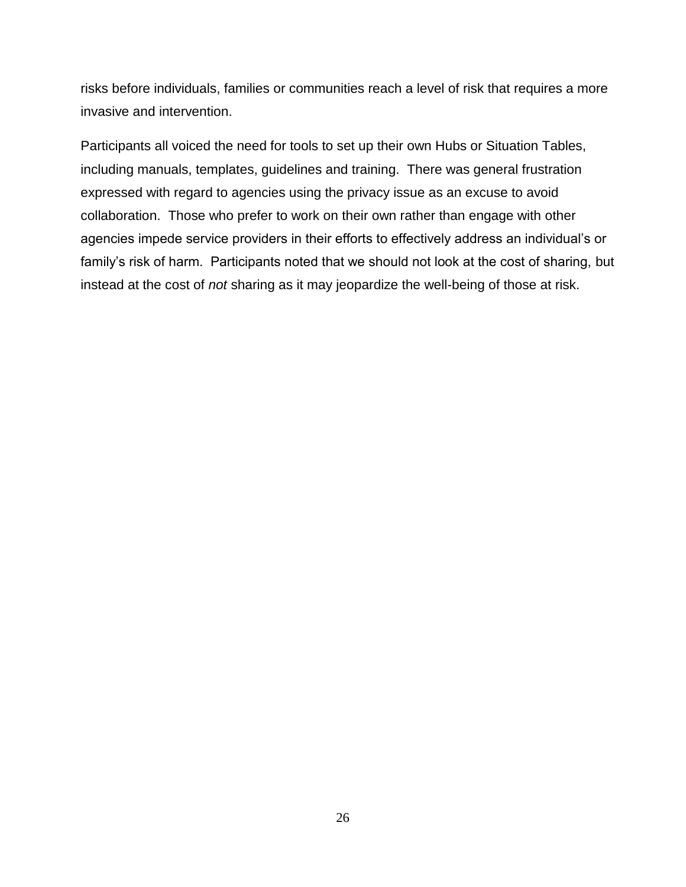risks before individuals, families or communities reach a level of risk that requires a more invasive and intervention.

Participants all voiced the need for tools to set up their own Hubs or Situation Tables, including manuals, templates, guidelines and training. There was general frustration expressed with regard to agencies using the privacy issue as an excuse to avoid collaboration. Those who prefer to work on their own rather than engage with other agencies impede service providers in their efforts to effectively address an individual's or family's risk of harm. Participants noted that we should not look at the cost of sharing, but instead at the cost of *not* sharing as it may jeopardize the well-being of those at risk.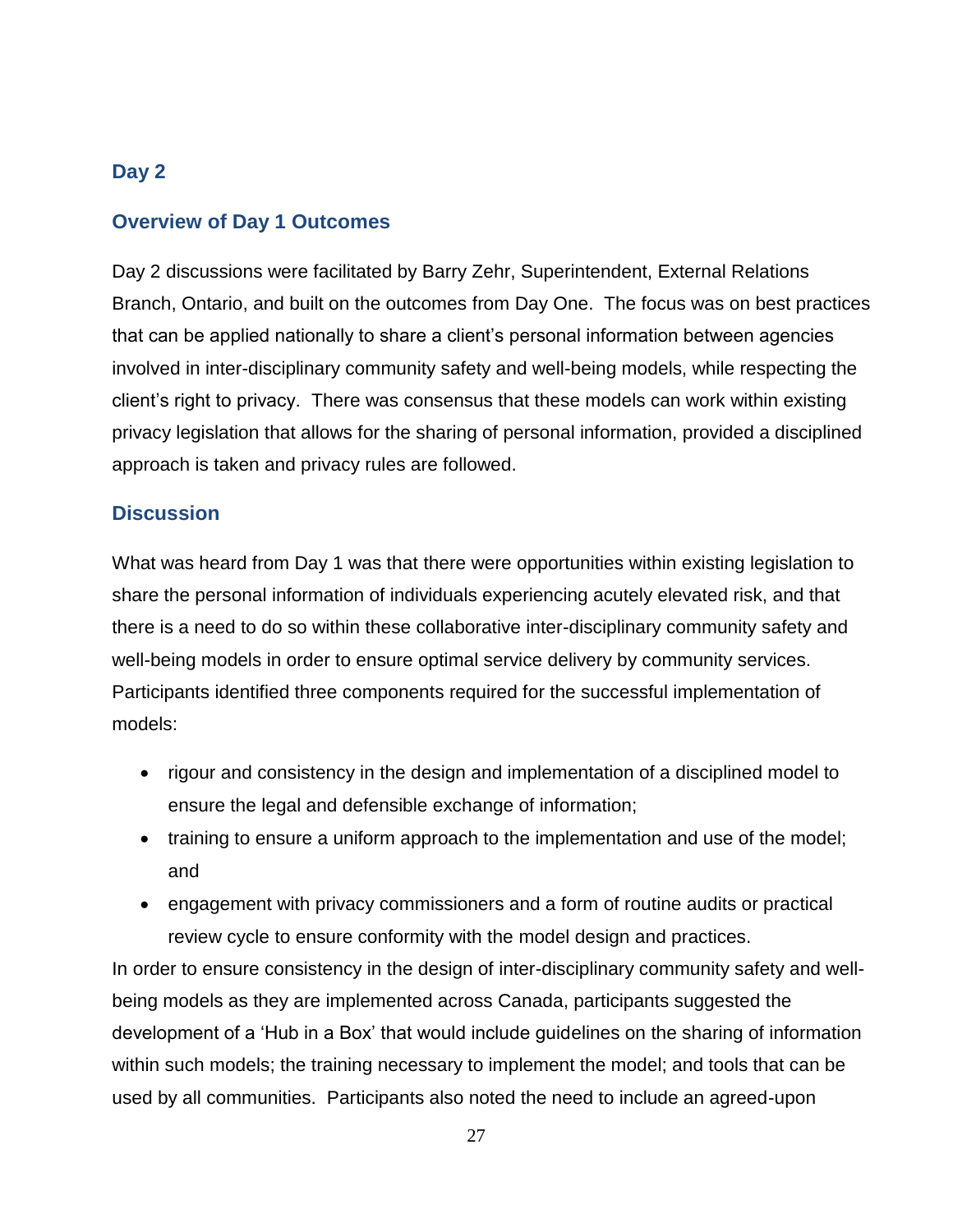## Day 2

### Overview of Day 1 Outcomes

Day 2 discussions were facilitated by Barry Zehr, Superintendent, External Relations Branch, Ontario, and built on the outcomes from Day One. The focus was on best practices that can be applied nationally to share a client's personal information between agencies involved in inter-disciplinary community safety and well-being models, while respecting the client's right to privacy. There was consensus that these models can work within existing privacy legislation that allows for the sharing of personal information, provided a disciplined approach is taken and privacy rules are followed.

### Discussion

What was heard from Day 1 was that there were opportunities within existing legislation to share the personal information of individuals experiencing acutely elevated risk, and that there is a need to do so within these collaborative inter-disciplinary community safety and well-being models in order to ensure optimal service delivery by community services. Participants identified three components required for the successful implementation of models:

- rigour and consistency in the design and implementation of a disciplined model to ensure the legal and defensible exchange of information;
- training to ensure a uniform approach to the implementation and use of the model; and
- engagement with privacy commissioners and a form of routine audits or practical review cycle to ensure conformity with the model design and practices.

In order to ensure consistency in the design of inter-disciplinary community safety and well-being models as they are implemented across Canada, participants suggested the development of a 'Hub in a Box' that would include guidelines on the sharing of information within such models; the training necessary to implement the model; and tools that can be used by all communities. Participants also noted the need to include an agreed-upon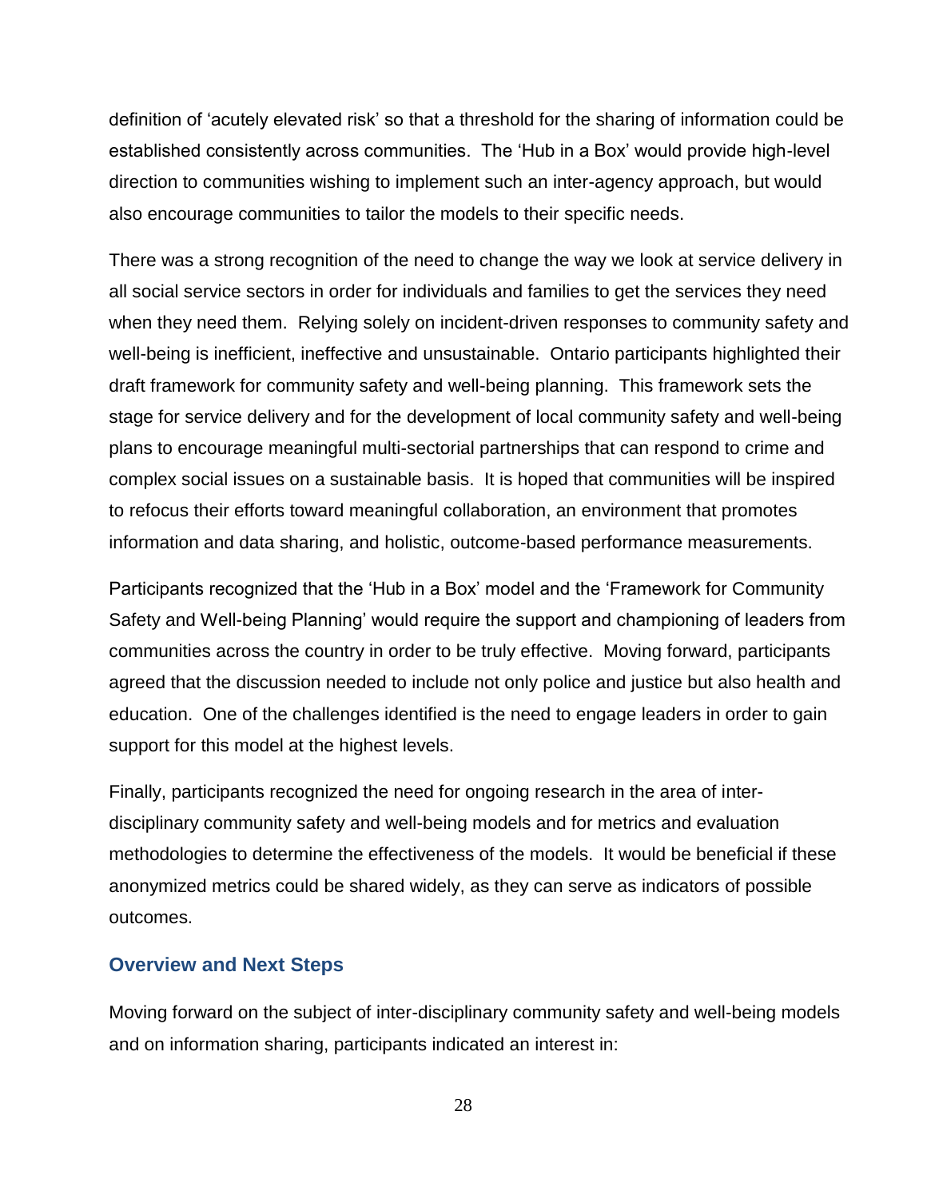definition of 'acutely elevated risk' so that a threshold for the sharing of information could be established consistently across communities. The 'Hub in a Box' would provide high-level direction to communities wishing to implement such an inter-agency approach, but would also encourage communities to tailor the models to their specific needs.

There was a strong recognition of the need to change the way we look at service delivery in all social service sectors in order for individuals and families to get the services they need when they need them. Relying solely on incident-driven responses to community safety and well-being is inefficient, ineffective and unsustainable. Ontario participants highlighted their draft framework for community safety and well-being planning. This framework sets the stage for service delivery and for the development of local community safety and well-being plans to encourage meaningful multi-sectorial partnerships that can respond to crime and complex social issues on a sustainable basis. It is hoped that communities will be inspired to refocus their efforts toward meaningful collaboration, an environment that promotes information and data sharing, and holistic, outcome-based performance measurements.

Participants recognized that the 'Hub in a Box' model and the 'Framework for Community Safety and Well-being Planning' would require the support and championing of leaders from communities across the country in order to be truly effective. Moving forward, participants agreed that the discussion needed to include not only police and justice but also health and education. One of the challenges identified is the need to engage leaders in order to gain support for this model at the highest levels.

Finally, participants recognized the need for ongoing research in the area of inter-disciplinary community safety and well-being models and for metrics and evaluation methodologies to determine the effectiveness of the models. It would be beneficial if these anonymized metrics could be shared widely, as they can serve as indicators of possible outcomes.

### Overview and Next Steps

Moving forward on the subject of inter-disciplinary community safety and well-being models and on information sharing, participants indicated an interest in: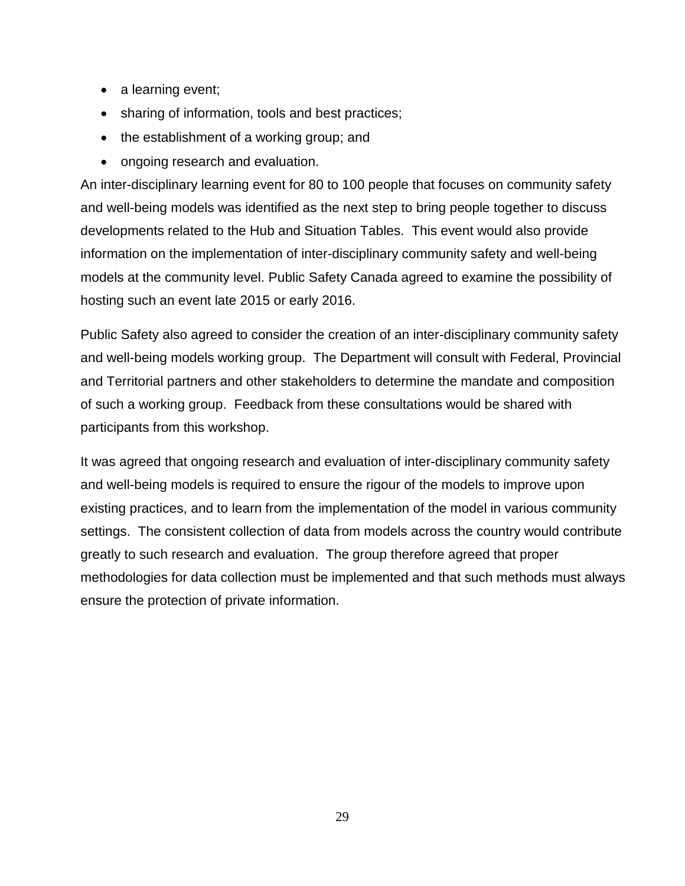- a learning event;
- sharing of information, tools and best practices;
- the establishment of a working group; and
- ongoing research and evaluation.

An inter-disciplinary learning event for 80 to 100 people that focuses on community safety and well-being models was identified as the next step to bring people together to discuss developments related to the Hub and Situation Tables. This event would also provide information on the implementation of inter-disciplinary community safety and well-being models at the community level. Public Safety Canada agreed to examine the possibility of hosting such an event late 2015 or early 2016.

Public Safety also agreed to consider the creation of an inter-disciplinary community safety and well-being models working group. The Department will consult with Federal, Provincial and Territorial partners and other stakeholders to determine the mandate and composition of such a working group. Feedback from these consultations would be shared with participants from this workshop.

It was agreed that ongoing research and evaluation of inter-disciplinary community safety and well-being models is required to ensure the rigour of the models to improve upon existing practices, and to learn from the implementation of the model in various community settings. The consistent collection of data from models across the country would contribute greatly to such research and evaluation. The group therefore agreed that proper methodologies for data collection must be implemented and that such methods must always ensure the protection of private information.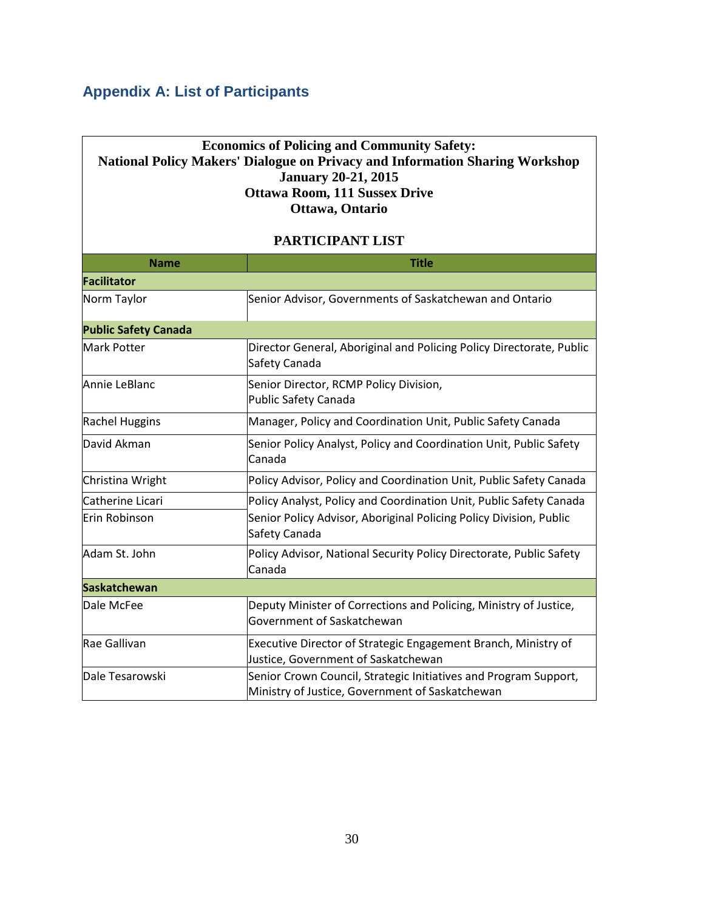## Appendix A: List of Participants

**Economics of Policing and Community Safety:**
**National Policy Makers' Dialogue on Privacy and Information Sharing Workshop**
**January 20-21, 2015**
**Ottawa Room, 111 Sussex Drive**
**Ottawa, Ontario**

**PARTICIPANT LIST**

| Name | Title |
|---|---|
| **Facilitator** | |
| Norm Taylor | Senior Advisor, Governments of Saskatchewan and Ontario |
| **Public Safety Canada** | |
| Mark Potter | Director General, Aboriginal and Policing Policy Directorate, Public Safety Canada |
| Annie LeBlanc | Senior Director, RCMP Policy Division, Public Safety Canada |
| Rachel Huggins | Manager, Policy and Coordination Unit, Public Safety Canada |
| David Akman | Senior Policy Analyst, Policy and Coordination Unit, Public Safety Canada |
| Christina Wright | Policy Advisor, Policy and Coordination Unit, Public Safety Canada |
| Catherine Licari | Policy Analyst, Policy and Coordination Unit, Public Safety Canada |
| Erin Robinson | Senior Policy Advisor, Aboriginal Policing Policy Division, Public Safety Canada |
| Adam St. John | Policy Advisor, National Security Policy Directorate, Public Safety Canada |
| **Saskatchewan** | |
| Dale McFee | Deputy Minister of Corrections and Policing, Ministry of Justice, Government of Saskatchewan |
| Rae Gallivan | Executive Director of Strategic Engagement Branch, Ministry of Justice, Government of Saskatchewan |
| Dale Tesarowski | Senior Crown Council, Strategic Initiatives and Program Support, Ministry of Justice, Government of Saskatchewan |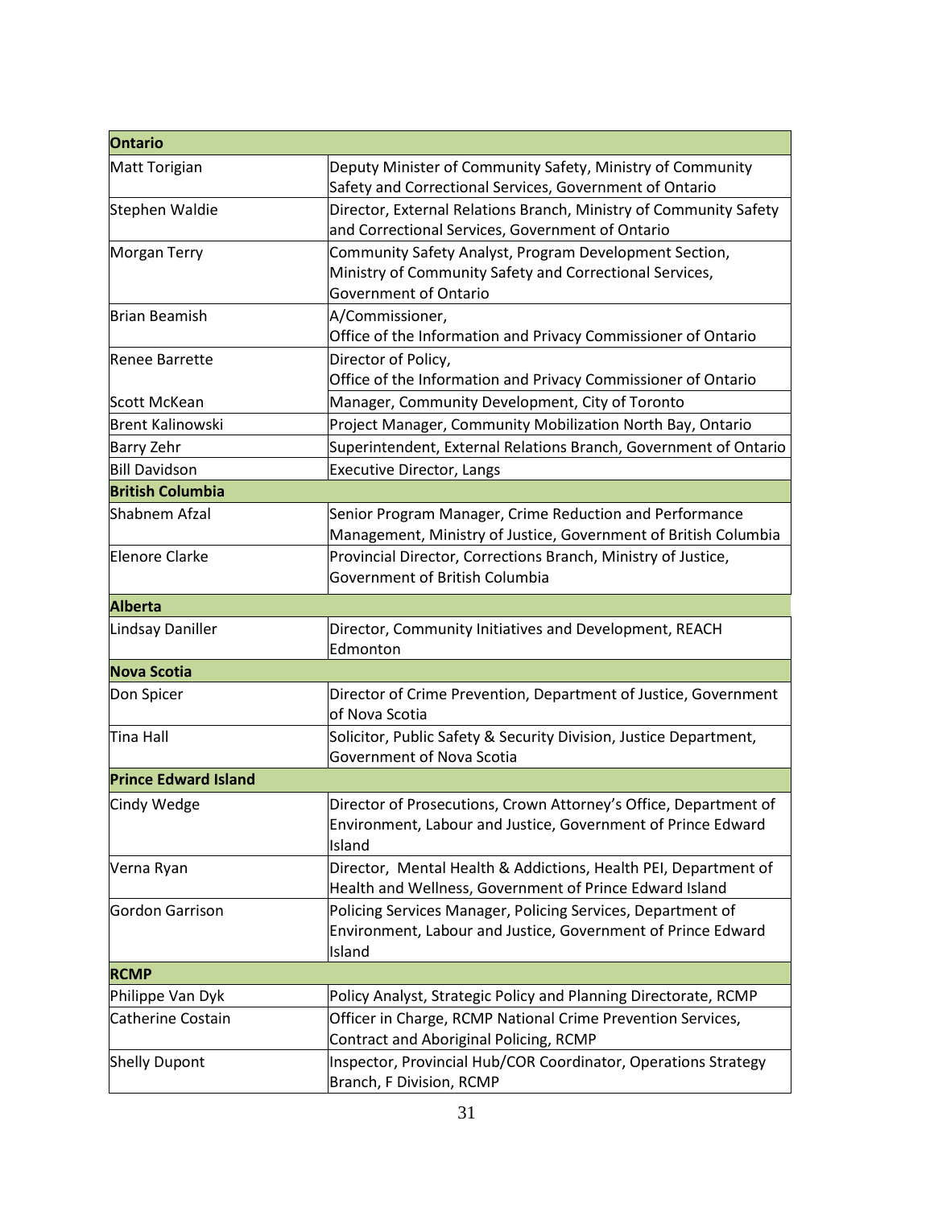| **Ontario** | |
|---|---|
| Matt Torigian | Deputy Minister of Community Safety, Ministry of Community Safety and Correctional Services, Government of Ontario |
| Stephen Waldie | Director, External Relations Branch, Ministry of Community Safety and Correctional Services, Government of Ontario |
| Morgan Terry | Community Safety Analyst, Program Development Section, Ministry of Community Safety and Correctional Services, Government of Ontario |
| Brian Beamish | A/Commissioner, Office of the Information and Privacy Commissioner of Ontario |
| Renee Barrette | Director of Policy, Office of the Information and Privacy Commissioner of Ontario |
| Scott McKean | Manager, Community Development, City of Toronto |
| Brent Kalinowski | Project Manager, Community Mobilization North Bay, Ontario |
| Barry Zehr | Superintendent, External Relations Branch, Government of Ontario |
| Bill Davidson | Executive Director, Langs |
| **British Columbia** | |
| Shabnem Afzal | Senior Program Manager, Crime Reduction and Performance Management, Ministry of Justice, Government of British Columbia |
| Elenore Clarke | Provincial Director, Corrections Branch, Ministry of Justice, Government of British Columbia |
| **Alberta** | |
| Lindsay Daniller | Director, Community Initiatives and Development, REACH Edmonton |
| **Nova Scotia** | |
| Don Spicer | Director of Crime Prevention, Department of Justice, Government of Nova Scotia |
| Tina Hall | Solicitor, Public Safety & Security Division, Justice Department, Government of Nova Scotia |
| **Prince Edward Island** | |
| Cindy Wedge | Director of Prosecutions, Crown Attorney's Office, Department of Environment, Labour and Justice, Government of Prince Edward Island |
| Verna Ryan | Director, Mental Health & Addictions, Health PEI, Department of Health and Wellness, Government of Prince Edward Island |
| Gordon Garrison | Policing Services Manager, Policing Services, Department of Environment, Labour and Justice, Government of Prince Edward Island |
| **RCMP** | |
| Philippe Van Dyk | Policy Analyst, Strategic Policy and Planning Directorate, RCMP |
| Catherine Costain | Officer in Charge, RCMP National Crime Prevention Services, Contract and Aboriginal Policing, RCMP |
| Shelly Dupont | Inspector, Provincial Hub/COR Coordinator, Operations Strategy Branch, F Division, RCMP |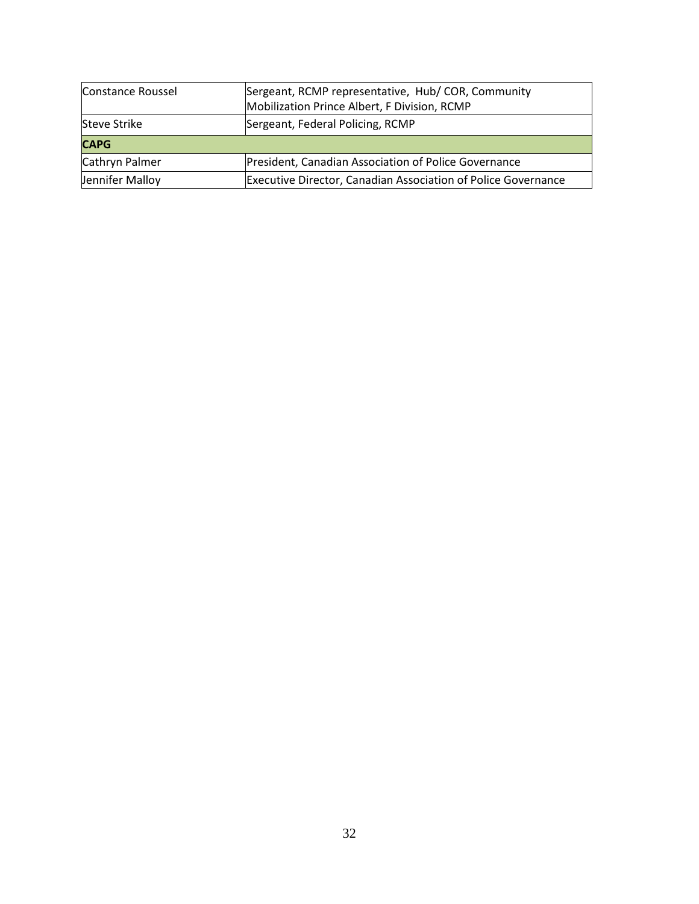| | |
|---|---|
| Constance Roussel | Sergeant, RCMP representative, Hub/ COR, Community Mobilization Prince Albert, F Division, RCMP |
| Steve Strike | Sergeant, Federal Policing, RCMP |
| **CAPG** | |
| Cathryn Palmer | President, Canadian Association of Police Governance |
| Jennifer Malloy | Executive Director, Canadian Association of Police Governance |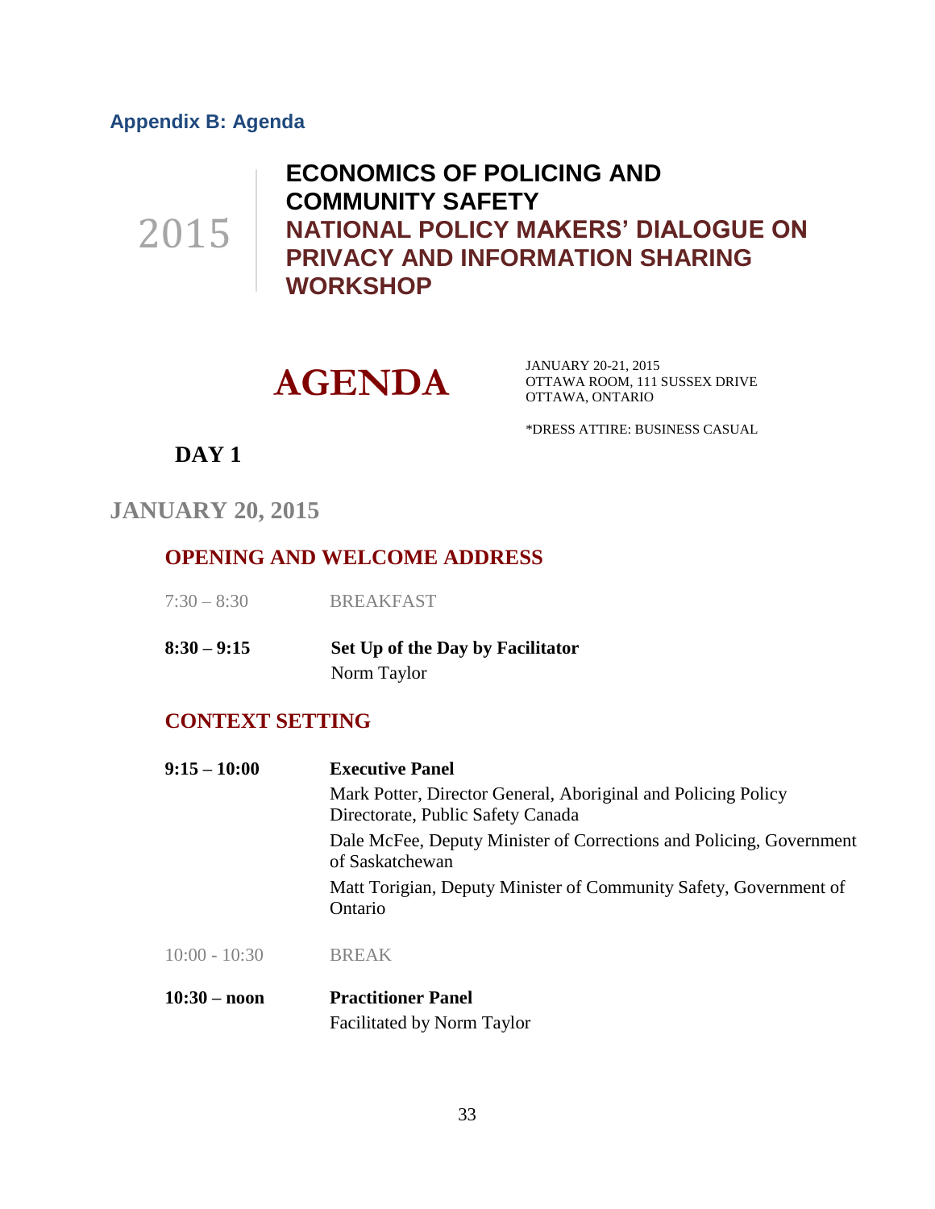## Appendix B: Agenda

2015

# ECONOMICS OF POLICING AND COMMUNITY SAFETY

# NATIONAL POLICY MAKERS' DIALOGUE ON PRIVACY AND INFORMATION SHARING WORKSHOP

# AGENDA

JANUARY 20-21, 2015
OTTAWA ROOM, 111 SUSSEX DRIVE
OTTAWA, ONTARIO

*DRESS ATTIRE: BUSINESS CASUAL

## DAY 1

## JANUARY 20, 2015

### OPENING AND WELCOME ADDRESS

7:30 – 8:30 BREAKFAST

**8:30 – 9:15** **Set Up of the Day by Facilitator**
Norm Taylor

### CONTEXT SETTING

**9:15 – 10:00** **Executive Panel**

Mark Potter, Director General, Aboriginal and Policing Policy Directorate, Public Safety Canada

Dale McFee, Deputy Minister of Corrections and Policing, Government of Saskatchewan

Matt Torigian, Deputy Minister of Community Safety, Government of Ontario

10:00 - 10:30 BREAK

**10:30 – noon** **Practitioner Panel**
Facilitated by Norm Taylor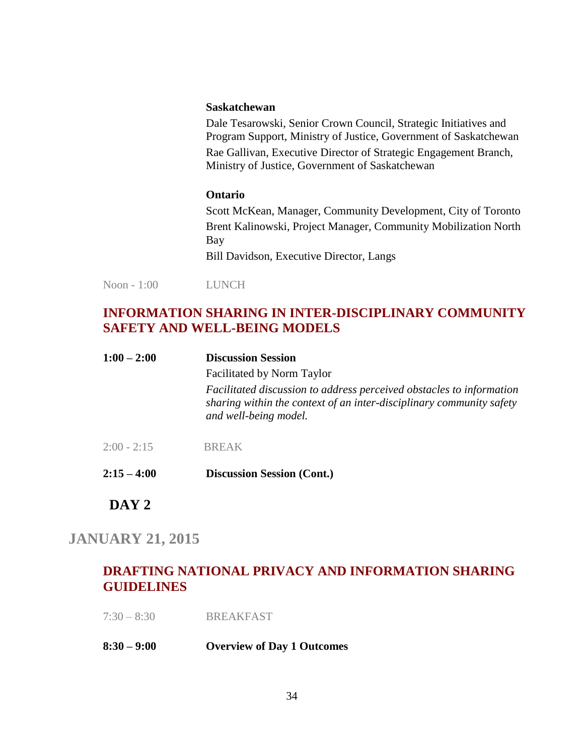**Saskatchewan**

Dale Tesarowski, Senior Crown Council, Strategic Initiatives and Program Support, Ministry of Justice, Government of Saskatchewan

Rae Gallivan, Executive Director of Strategic Engagement Branch, Ministry of Justice, Government of Saskatchewan

**Ontario**

Scott McKean, Manager, Community Development, City of Toronto

Brent Kalinowski, Project Manager, Community Mobilization North Bay

Bill Davidson, Executive Director, Langs

Noon - 1:00 LUNCH

## INFORMATION SHARING IN INTER-DISCIPLINARY COMMUNITY SAFETY AND WELL-BEING MODELS

**1:00 – 2:00** **Discussion Session**

Facilitated by Norm Taylor

*Facilitated discussion to address perceived obstacles to information sharing within the context of an inter-disciplinary community safety and well-being model.*

2:00 - 2:15 BREAK

**2:15 – 4:00** **Discussion Session (Cont.)**

# DAY 2

## JANUARY 21, 2015

## DRAFTING NATIONAL PRIVACY AND INFORMATION SHARING GUIDELINES

7:30 – 8:30 BREAKFAST

**8:30 – 9:00** **Overview of Day 1 Outcomes**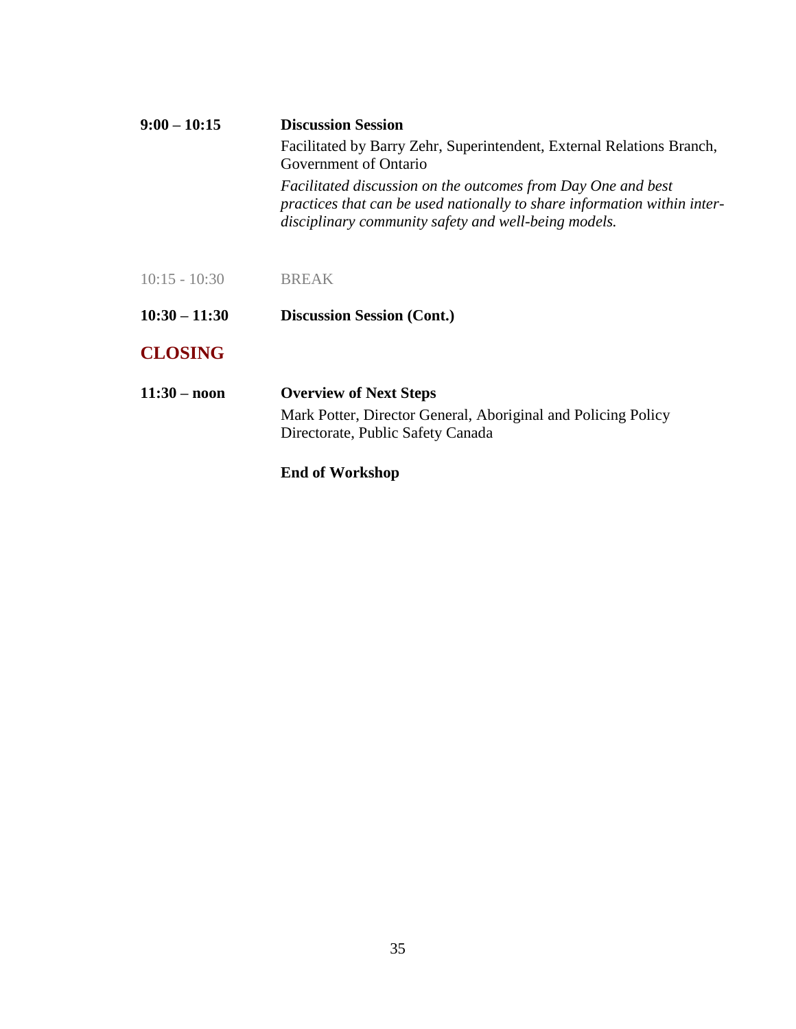**9:00 – 10:15** **Discussion Session**

Facilitated by Barry Zehr, Superintendent, External Relations Branch, Government of Ontario

*Facilitated discussion on the outcomes from Day One and best practices that can be used nationally to share information within inter-disciplinary community safety and well-being models.*

10:15 - 10:30 BREAK

**10:30 – 11:30** **Discussion Session (Cont.)**

## CLOSING

**11:30 – noon** **Overview of Next Steps**

Mark Potter, Director General, Aboriginal and Policing Policy Directorate, Public Safety Canada

**End of Workshop**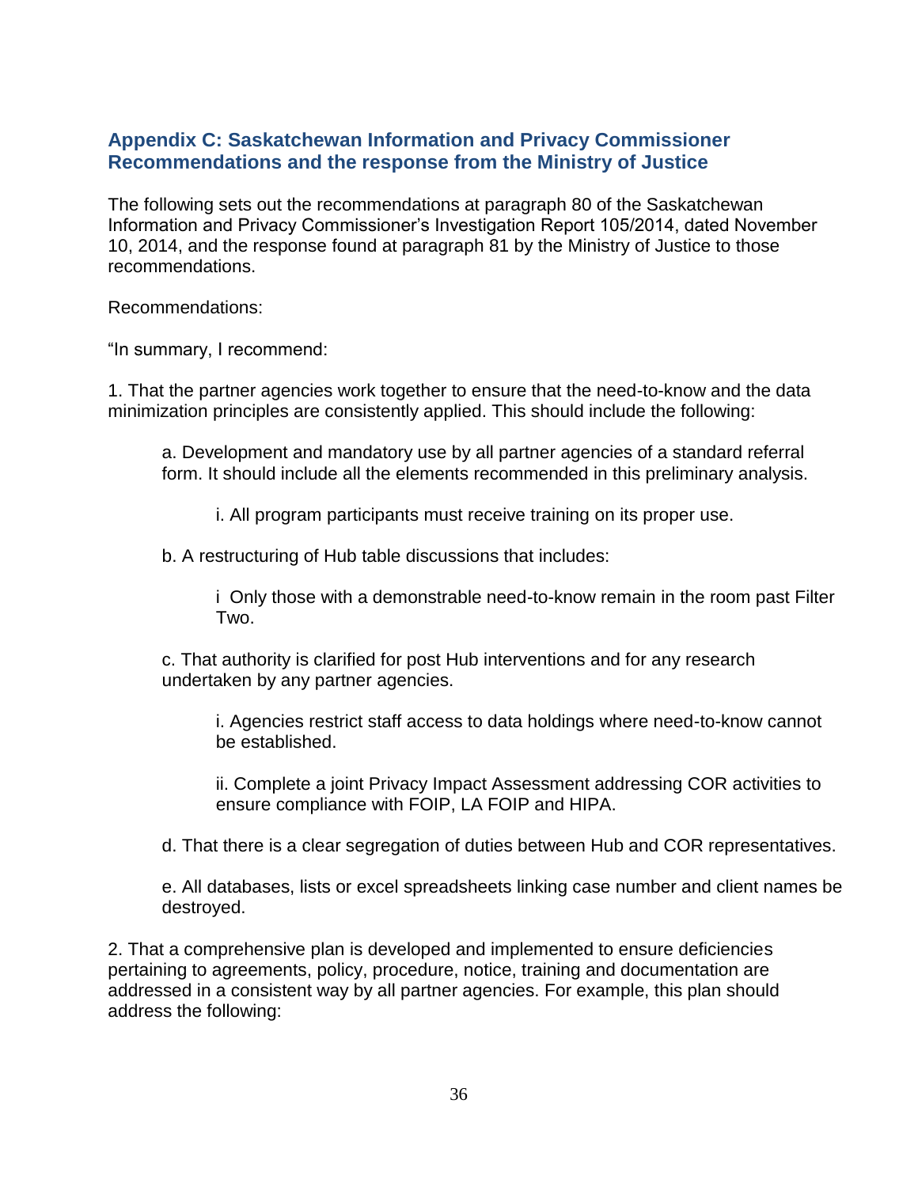## Appendix C: Saskatchewan Information and Privacy Commissioner Recommendations and the response from the Ministry of Justice

The following sets out the recommendations at paragraph 80 of the Saskatchewan Information and Privacy Commissioner's Investigation Report 105/2014, dated November 10, 2014, and the response found at paragraph 81 by the Ministry of Justice to those recommendations.

Recommendations:

"In summary, I recommend:

1. That the partner agencies work together to ensure that the need-to-know and the data minimization principles are consistently applied. This should include the following:

   a. Development and mandatory use by all partner agencies of a standard referral form. It should include all the elements recommended in this preliminary analysis.

      i. All program participants must receive training on its proper use.

   b. A restructuring of Hub table discussions that includes:

      i  Only those with a demonstrable need-to-know remain in the room past Filter Two.

   c. That authority is clarified for post Hub interventions and for any research undertaken by any partner agencies.

      i. Agencies restrict staff access to data holdings where need-to-know cannot be established.

      ii. Complete a joint Privacy Impact Assessment addressing COR activities to ensure compliance with FOIP, LA FOIP and HIPA.

   d. That there is a clear segregation of duties between Hub and COR representatives.

   e. All databases, lists or excel spreadsheets linking case number and client names be destroyed.

2. That a comprehensive plan is developed and implemented to ensure deficiencies pertaining to agreements, policy, procedure, notice, training and documentation are addressed in a consistent way by all partner agencies. For example, this plan should address the following: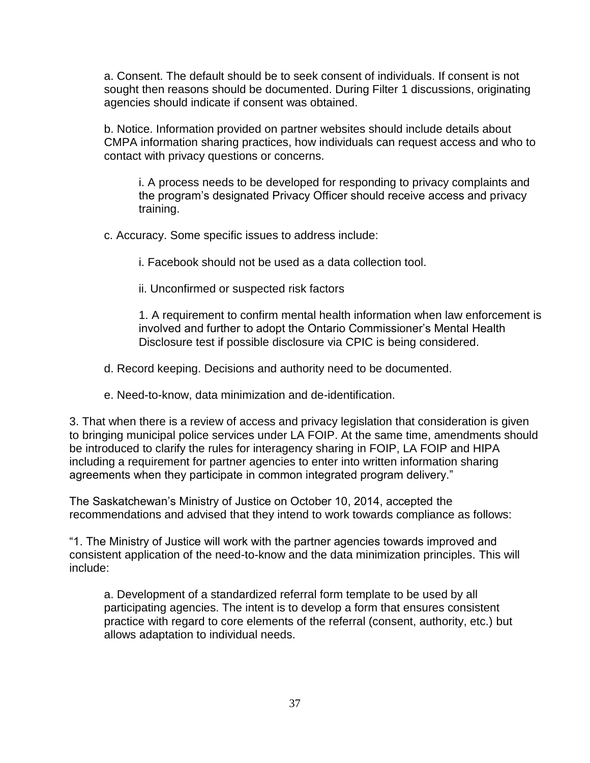a. Consent. The default should be to seek consent of individuals. If consent is not sought then reasons should be documented. During Filter 1 discussions, originating agencies should indicate if consent was obtained.

b. Notice. Information provided on partner websites should include details about CMPA information sharing practices, how individuals can request access and who to contact with privacy questions or concerns.

i. A process needs to be developed for responding to privacy complaints and the program's designated Privacy Officer should receive access and privacy training.

c. Accuracy. Some specific issues to address include:

i. Facebook should not be used as a data collection tool.

ii. Unconfirmed or suspected risk factors

1. A requirement to confirm mental health information when law enforcement is involved and further to adopt the Ontario Commissioner's Mental Health Disclosure test if possible disclosure via CPIC is being considered.

d. Record keeping. Decisions and authority need to be documented.

e. Need-to-know, data minimization and de-identification.

3. That when there is a review of access and privacy legislation that consideration is given to bringing municipal police services under LA FOIP. At the same time, amendments should be introduced to clarify the rules for interagency sharing in FOIP, LA FOIP and HIPA including a requirement for partner agencies to enter into written information sharing agreements when they participate in common integrated program delivery."

The Saskatchewan's Ministry of Justice on October 10, 2014, accepted the recommendations and advised that they intend to work towards compliance as follows:

"1. The Ministry of Justice will work with the partner agencies towards improved and consistent application of the need-to-know and the data minimization principles. This will include:

a. Development of a standardized referral form template to be used by all participating agencies. The intent is to develop a form that ensures consistent practice with regard to core elements of the referral (consent, authority, etc.) but allows adaptation to individual needs.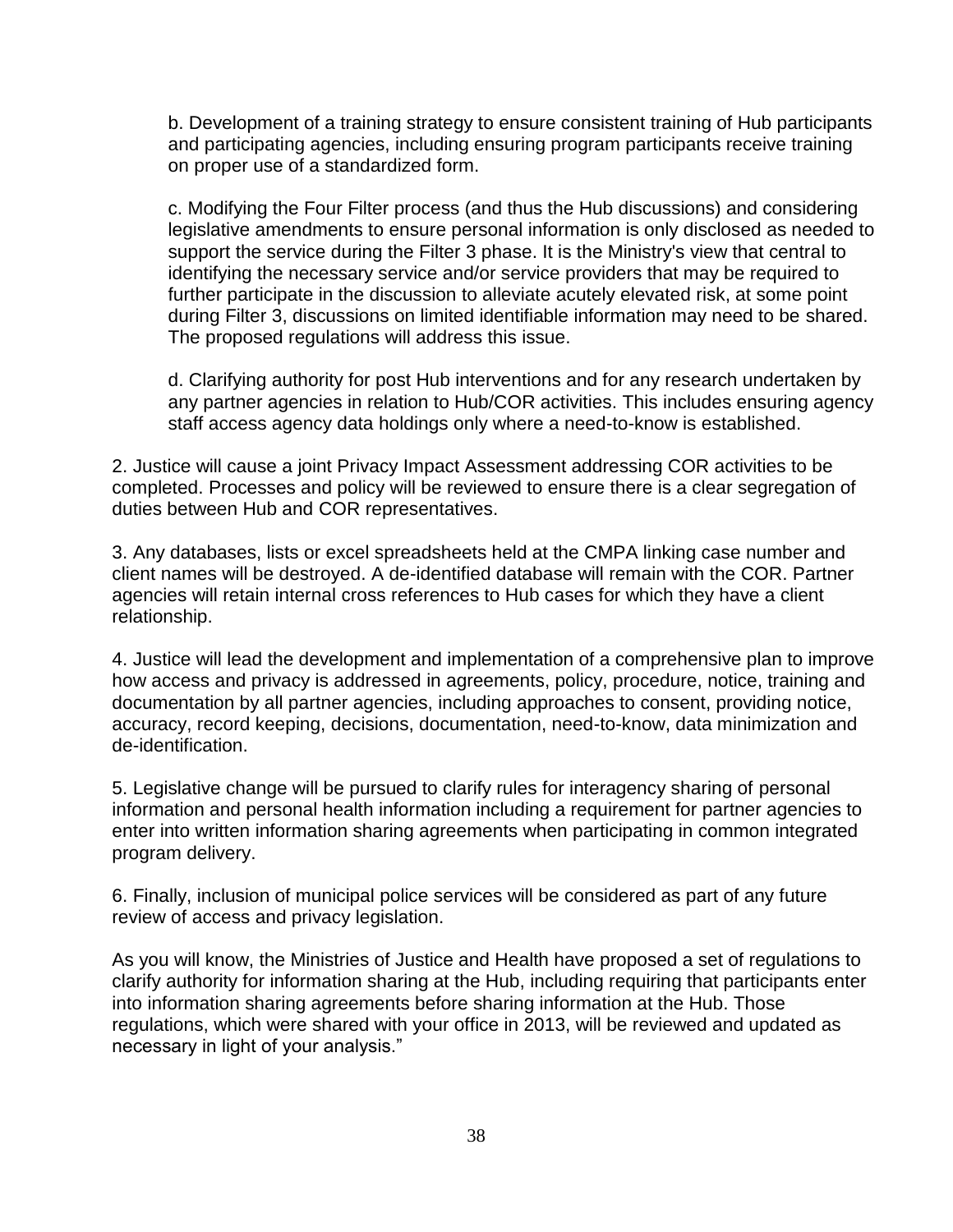b. Development of a training strategy to ensure consistent training of Hub participants and participating agencies, including ensuring program participants receive training on proper use of a standardized form.

c. Modifying the Four Filter process (and thus the Hub discussions) and considering legislative amendments to ensure personal information is only disclosed as needed to support the service during the Filter 3 phase. It is the Ministry's view that central to identifying the necessary service and/or service providers that may be required to further participate in the discussion to alleviate acutely elevated risk, at some point during Filter 3, discussions on limited identifiable information may need to be shared. The proposed regulations will address this issue.

d. Clarifying authority for post Hub interventions and for any research undertaken by any partner agencies in relation to Hub/COR activities. This includes ensuring agency staff access agency data holdings only where a need-to-know is established.

2. Justice will cause a joint Privacy Impact Assessment addressing COR activities to be completed. Processes and policy will be reviewed to ensure there is a clear segregation of duties between Hub and COR representatives.

3. Any databases, lists or excel spreadsheets held at the CMPA linking case number and client names will be destroyed. A de-identified database will remain with the COR. Partner agencies will retain internal cross references to Hub cases for which they have a client relationship.

4. Justice will lead the development and implementation of a comprehensive plan to improve how access and privacy is addressed in agreements, policy, procedure, notice, training and documentation by all partner agencies, including approaches to consent, providing notice, accuracy, record keeping, decisions, documentation, need-to-know, data minimization and de-identification.

5. Legislative change will be pursued to clarify rules for interagency sharing of personal information and personal health information including a requirement for partner agencies to enter into written information sharing agreements when participating in common integrated program delivery.

6. Finally, inclusion of municipal police services will be considered as part of any future review of access and privacy legislation.

As you will know, the Ministries of Justice and Health have proposed a set of regulations to clarify authority for information sharing at the Hub, including requiring that participants enter into information sharing agreements before sharing information at the Hub. Those regulations, which were shared with your office in 2013, will be reviewed and updated as necessary in light of your analysis."